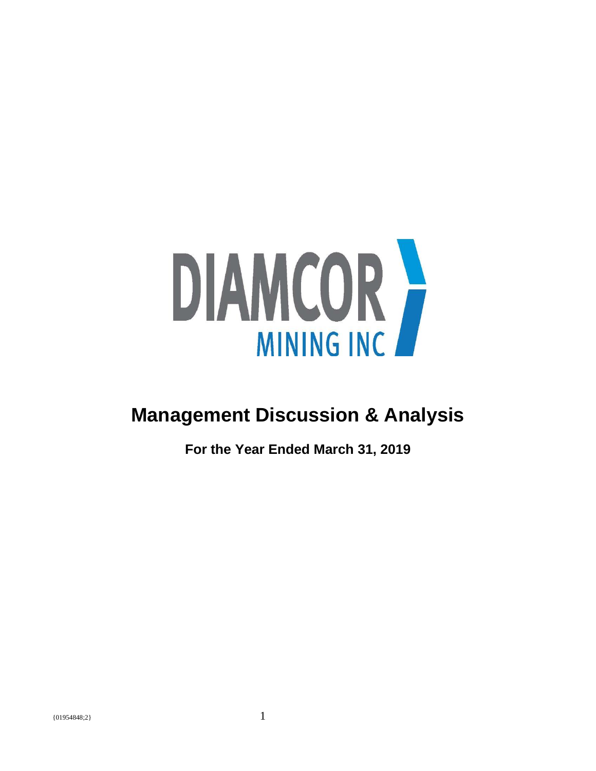DIAMCOR MINING INC

# Management Discussion & Analysis

## For the Year Ended March 31, 2019

{01954848;2}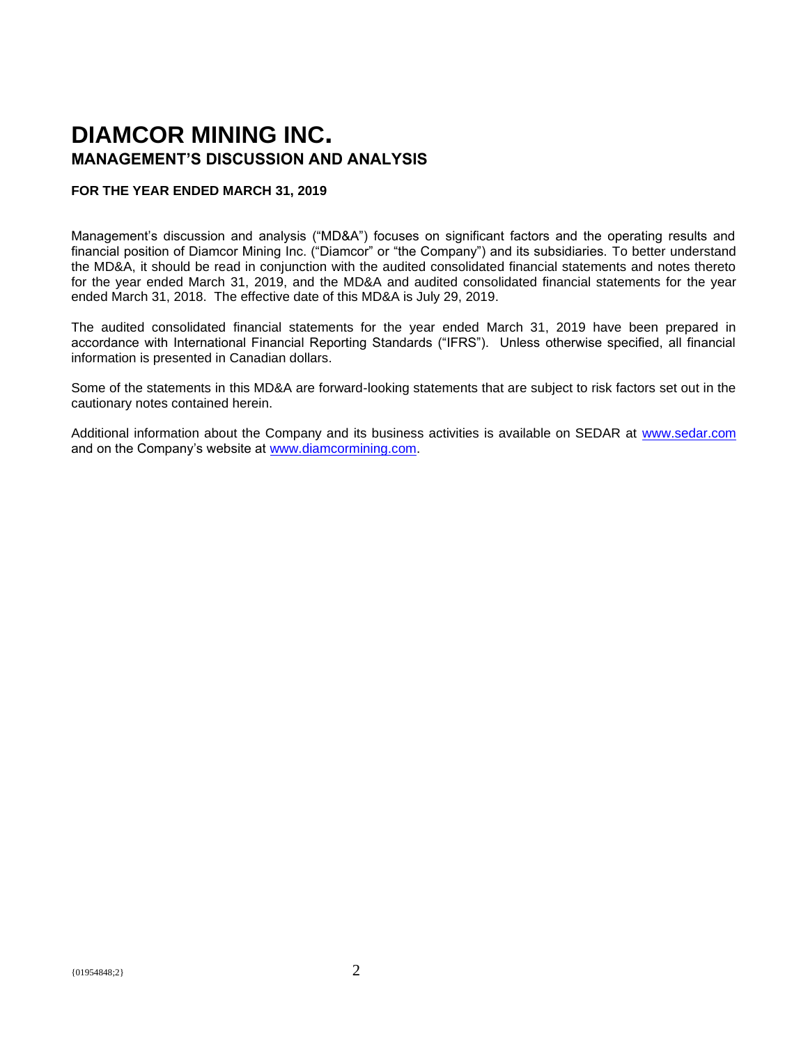# DIAMCOR MINING INC.

## MANAGEMENT'S DISCUSSION AND ANALYSIS

**FOR THE YEAR ENDED MARCH 31, 2019**

Management's discussion and analysis ("MD&A") focuses on significant factors and the operating results and financial position of Diamcor Mining Inc. ("Diamcor" or "the Company") and its subsidiaries. To better understand the MD&A, it should be read in conjunction with the audited consolidated financial statements and notes thereto for the year ended March 31, 2019, and the MD&A and audited consolidated financial statements for the year ended March 31, 2018. The effective date of this MD&A is July 29, 2019.

The audited consolidated financial statements for the year ended March 31, 2019 have been prepared in accordance with International Financial Reporting Standards ("IFRS"). Unless otherwise specified, all financial information is presented in Canadian dollars.

Some of the statements in this MD&A are forward-looking statements that are subject to risk factors set out in the cautionary notes contained herein.

Additional information about the Company and its business activities is available on SEDAR at www.sedar.com and on the Company's website at www.diamcormining.com.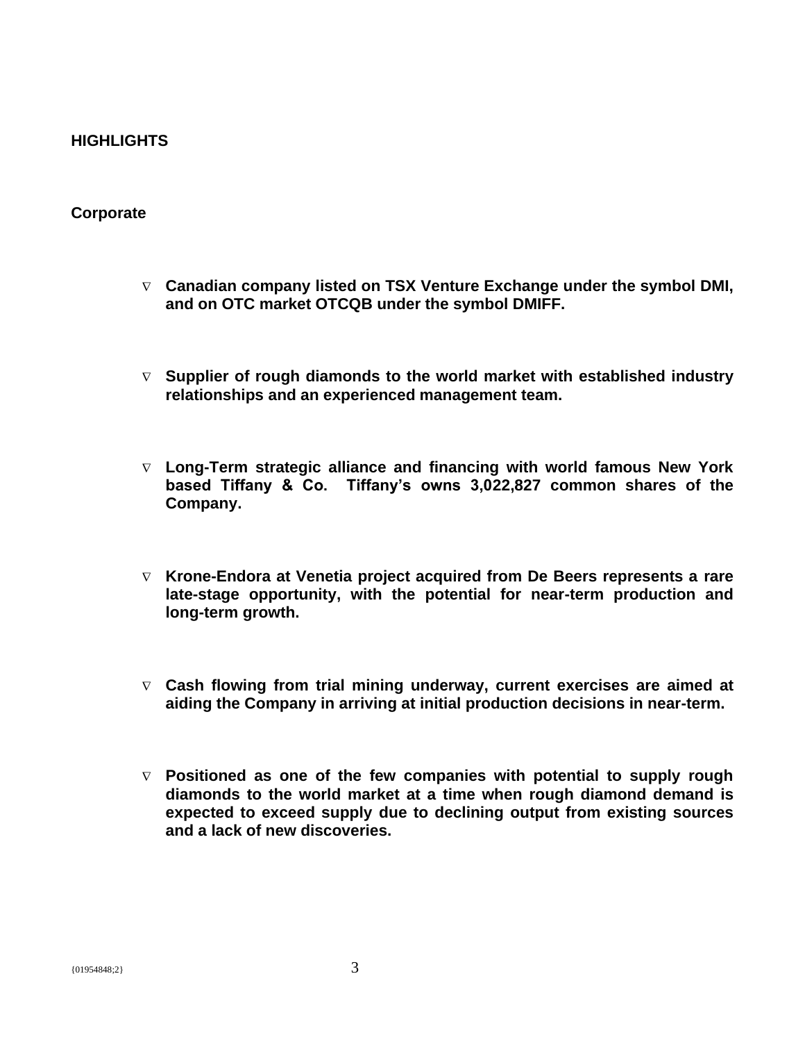## HIGHLIGHTS

### Corporate

- **Canadian company listed on TSX Venture Exchange under the symbol DMI, and on OTC market OTCQB under the symbol DMIFF.**

- **Supplier of rough diamonds to the world market with established industry relationships and an experienced management team.**

- **Long-Term strategic alliance and financing with world famous New York based Tiffany & Co. Tiffany's owns 3,022,827 common shares of the Company.**

- **Krone-Endora at Venetia project acquired from De Beers represents a rare late-stage opportunity, with the potential for near-term production and long-term growth.**

- **Cash flowing from trial mining underway, current exercises are aimed at aiding the Company in arriving at initial production decisions in near-term.**

- **Positioned as one of the few companies with potential to supply rough diamonds to the world market at a time when rough diamond demand is expected to exceed supply due to declining output from existing sources and a lack of new discoveries.**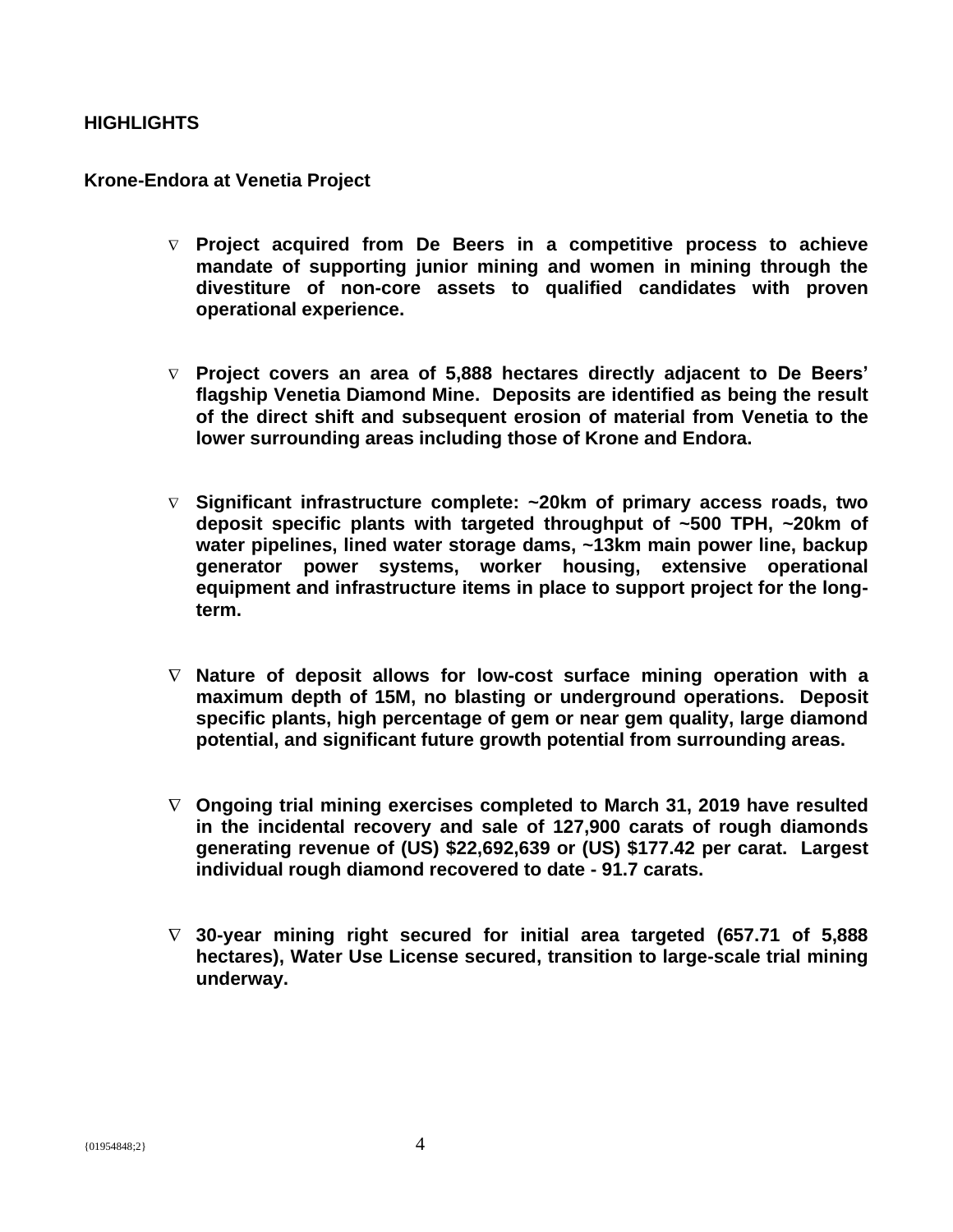## HIGHLIGHTS

### Krone-Endora at Venetia Project

- **Project acquired from De Beers in a competitive process to achieve mandate of supporting junior mining and women in mining through the divestiture of non-core assets to qualified candidates with proven operational experience.**

- **Project covers an area of 5,888 hectares directly adjacent to De Beers' flagship Venetia Diamond Mine. Deposits are identified as being the result of the direct shift and subsequent erosion of material from Venetia to the lower surrounding areas including those of Krone and Endora.**

- **Significant infrastructure complete: ~20km of primary access roads, two deposit specific plants with targeted throughput of ~500 TPH, ~20km of water pipelines, lined water storage dams, ~13km main power line, backup generator power systems, worker housing, extensive operational equipment and infrastructure items in place to support project for the long-term.**

- **Nature of deposit allows for low-cost surface mining operation with a maximum depth of 15M, no blasting or underground operations. Deposit specific plants, high percentage of gem or near gem quality, large diamond potential, and significant future growth potential from surrounding areas.**

- **Ongoing trial mining exercises completed to March 31, 2019 have resulted in the incidental recovery and sale of 127,900 carats of rough diamonds generating revenue of (US) $22,692,639 or (US) $177.42 per carat. Largest individual rough diamond recovered to date - 91.7 carats.**

- **30-year mining right secured for initial area targeted (657.71 of 5,888 hectares), Water Use License secured, transition to large-scale trial mining underway.**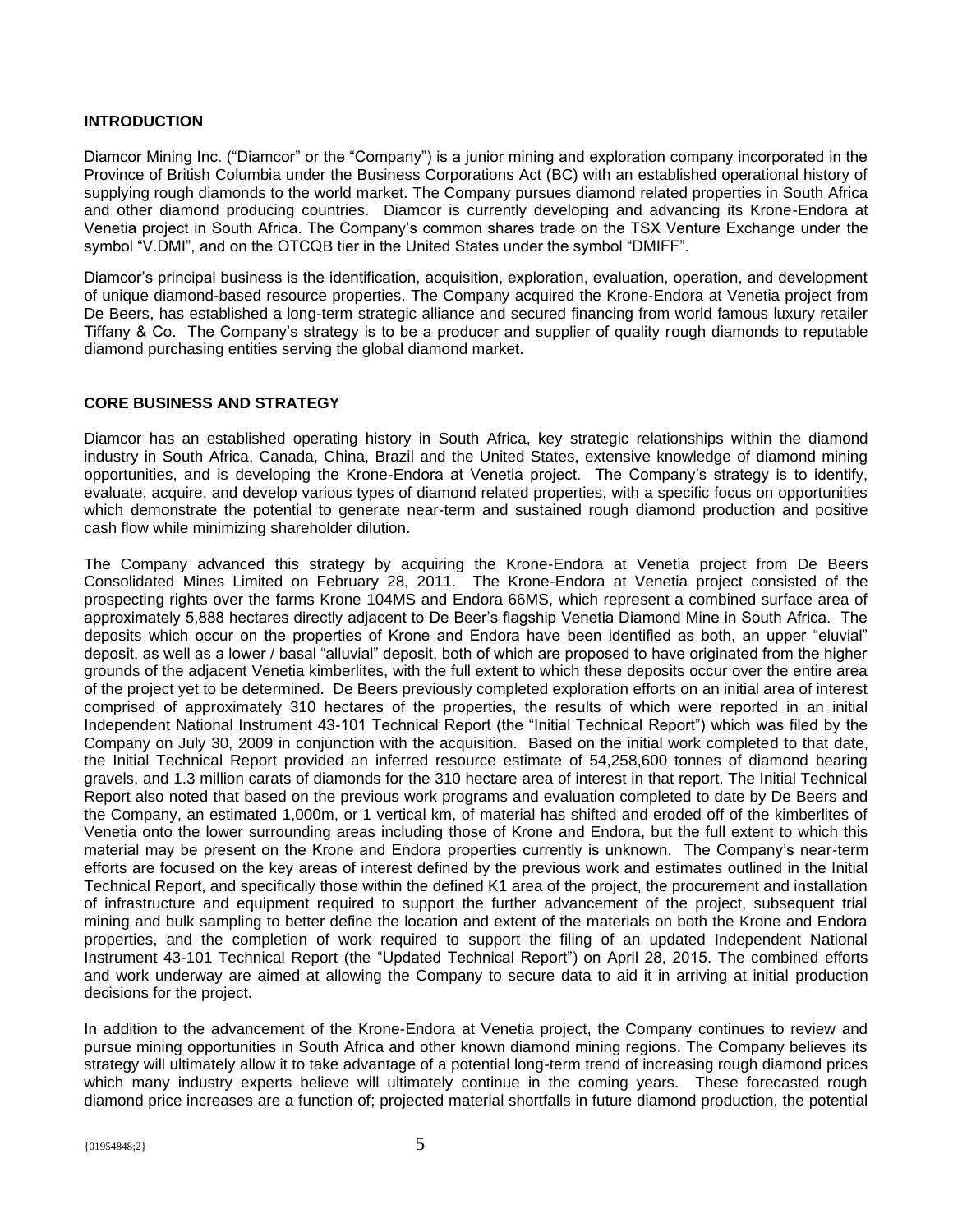## INTRODUCTION

Diamcor Mining Inc. ("Diamcor" or the "Company") is a junior mining and exploration company incorporated in the Province of British Columbia under the Business Corporations Act (BC) with an established operational history of supplying rough diamonds to the world market. The Company pursues diamond related properties in South Africa and other diamond producing countries. Diamcor is currently developing and advancing its Krone-Endora at Venetia project in South Africa. The Company's common shares trade on the TSX Venture Exchange under the symbol "V.DMI", and on the OTCQB tier in the United States under the symbol "DMIFF".

Diamcor's principal business is the identification, acquisition, exploration, evaluation, operation, and development of unique diamond-based resource properties. The Company acquired the Krone-Endora at Venetia project from De Beers, has established a long-term strategic alliance and secured financing from world famous luxury retailer Tiffany & Co. The Company's strategy is to be a producer and supplier of quality rough diamonds to reputable diamond purchasing entities serving the global diamond market.

## CORE BUSINESS AND STRATEGY

Diamcor has an established operating history in South Africa, key strategic relationships within the diamond industry in South Africa, Canada, China, Brazil and the United States, extensive knowledge of diamond mining opportunities, and is developing the Krone-Endora at Venetia project. The Company's strategy is to identify, evaluate, acquire, and develop various types of diamond related properties, with a specific focus on opportunities which demonstrate the potential to generate near-term and sustained rough diamond production and positive cash flow while minimizing shareholder dilution.

The Company advanced this strategy by acquiring the Krone-Endora at Venetia project from De Beers Consolidated Mines Limited on February 28, 2011. The Krone-Endora at Venetia project consisted of the prospecting rights over the farms Krone 104MS and Endora 66MS, which represent a combined surface area of approximately 5,888 hectares directly adjacent to De Beer's flagship Venetia Diamond Mine in South Africa. The deposits which occur on the properties of Krone and Endora have been identified as both, an upper "eluvial" deposit, as well as a lower / basal "alluvial" deposit, both of which are proposed to have originated from the higher grounds of the adjacent Venetia kimberlites, with the full extent to which these deposits occur over the entire area of the project yet to be determined. De Beers previously completed exploration efforts on an initial area of interest comprised of approximately 310 hectares of the properties, the results of which were reported in an initial Independent National Instrument 43-101 Technical Report (the "Initial Technical Report") which was filed by the Company on July 30, 2009 in conjunction with the acquisition. Based on the initial work completed to that date, the Initial Technical Report provided an inferred resource estimate of 54,258,600 tonnes of diamond bearing gravels, and 1.3 million carats of diamonds for the 310 hectare area of interest in that report. The Initial Technical Report also noted that based on the previous work programs and evaluation completed to date by De Beers and the Company, an estimated 1,000m, or 1 vertical km, of material has shifted and eroded off of the kimberlites of Venetia onto the lower surrounding areas including those of Krone and Endora, but the full extent to which this material may be present on the Krone and Endora properties currently is unknown. The Company's near-term efforts are focused on the key areas of interest defined by the previous work and estimates outlined in the Initial Technical Report, and specifically those within the defined K1 area of the project, the procurement and installation of infrastructure and equipment required to support the further advancement of the project, subsequent trial mining and bulk sampling to better define the location and extent of the materials on both the Krone and Endora properties, and the completion of work required to support the filing of an updated Independent National Instrument 43-101 Technical Report (the "Updated Technical Report") on April 28, 2015. The combined efforts and work underway are aimed at allowing the Company to secure data to aid it in arriving at initial production decisions for the project.

In addition to the advancement of the Krone-Endora at Venetia project, the Company continues to review and pursue mining opportunities in South Africa and other known diamond mining regions. The Company believes its strategy will ultimately allow it to take advantage of a potential long-term trend of increasing rough diamond prices which many industry experts believe will ultimately continue in the coming years. These forecasted rough diamond price increases are a function of; projected material shortfalls in future diamond production, the potential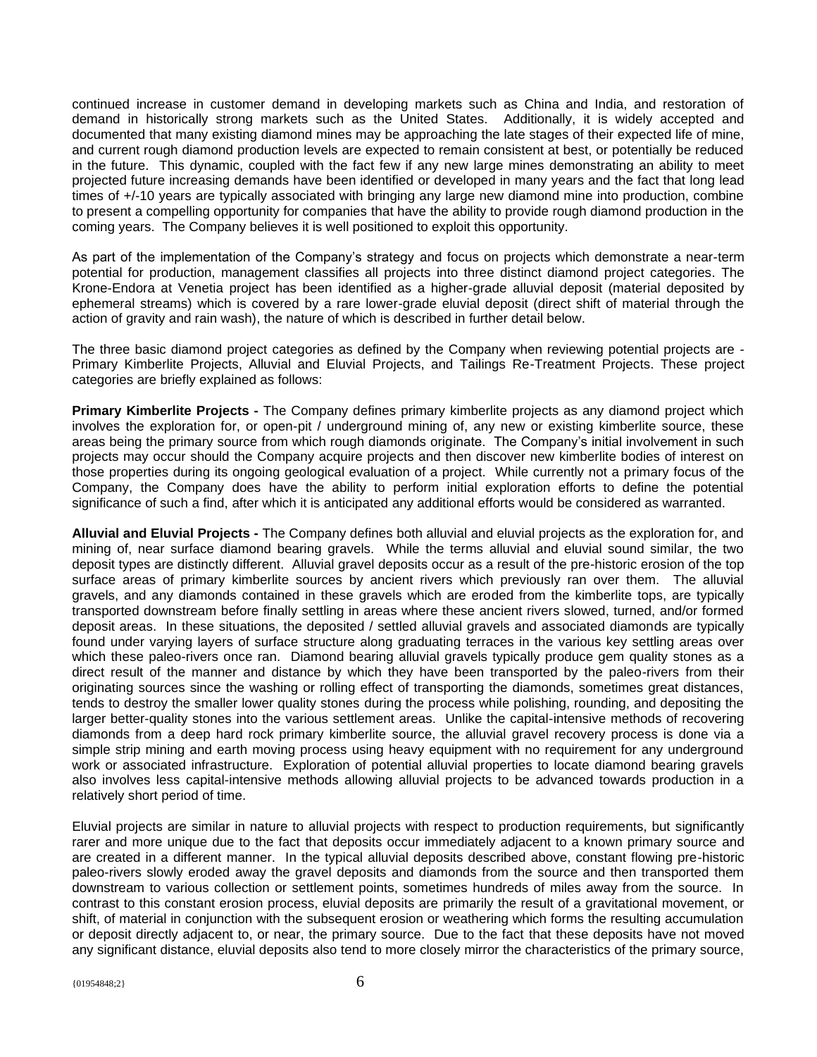continued increase in customer demand in developing markets such as China and India, and restoration of demand in historically strong markets such as the United States. Additionally, it is widely accepted and documented that many existing diamond mines may be approaching the late stages of their expected life of mine, and current rough diamond production levels are expected to remain consistent at best, or potentially be reduced in the future. This dynamic, coupled with the fact few if any new large mines demonstrating an ability to meet projected future increasing demands have been identified or developed in many years and the fact that long lead times of +/-10 years are typically associated with bringing any large new diamond mine into production, combine to present a compelling opportunity for companies that have the ability to provide rough diamond production in the coming years. The Company believes it is well positioned to exploit this opportunity.

As part of the implementation of the Company's strategy and focus on projects which demonstrate a near-term potential for production, management classifies all projects into three distinct diamond project categories. The Krone-Endora at Venetia project has been identified as a higher-grade alluvial deposit (material deposited by ephemeral streams) which is covered by a rare lower-grade eluvial deposit (direct shift of material through the action of gravity and rain wash), the nature of which is described in further detail below.

The three basic diamond project categories as defined by the Company when reviewing potential projects are - Primary Kimberlite Projects, Alluvial and Eluvial Projects, and Tailings Re-Treatment Projects. These project categories are briefly explained as follows:

**Primary Kimberlite Projects -** The Company defines primary kimberlite projects as any diamond project which involves the exploration for, or open-pit / underground mining of, any new or existing kimberlite source, these areas being the primary source from which rough diamonds originate. The Company's initial involvement in such projects may occur should the Company acquire projects and then discover new kimberlite bodies of interest on those properties during its ongoing geological evaluation of a project. While currently not a primary focus of the Company, the Company does have the ability to perform initial exploration efforts to define the potential significance of such a find, after which it is anticipated any additional efforts would be considered as warranted.

**Alluvial and Eluvial Projects -** The Company defines both alluvial and eluvial projects as the exploration for, and mining of, near surface diamond bearing gravels. While the terms alluvial and eluvial sound similar, the two deposit types are distinctly different. Alluvial gravel deposits occur as a result of the pre-historic erosion of the top surface areas of primary kimberlite sources by ancient rivers which previously ran over them. The alluvial gravels, and any diamonds contained in these gravels which are eroded from the kimberlite tops, are typically transported downstream before finally settling in areas where these ancient rivers slowed, turned, and/or formed deposit areas. In these situations, the deposited / settled alluvial gravels and associated diamonds are typically found under varying layers of surface structure along graduating terraces in the various key settling areas over which these paleo-rivers once ran. Diamond bearing alluvial gravels typically produce gem quality stones as a direct result of the manner and distance by which they have been transported by the paleo-rivers from their originating sources since the washing or rolling effect of transporting the diamonds, sometimes great distances, tends to destroy the smaller lower quality stones during the process while polishing, rounding, and depositing the larger better-quality stones into the various settlement areas. Unlike the capital-intensive methods of recovering diamonds from a deep hard rock primary kimberlite source, the alluvial gravel recovery process is done via a simple strip mining and earth moving process using heavy equipment with no requirement for any underground work or associated infrastructure. Exploration of potential alluvial properties to locate diamond bearing gravels also involves less capital-intensive methods allowing alluvial projects to be advanced towards production in a relatively short period of time.

Eluvial projects are similar in nature to alluvial projects with respect to production requirements, but significantly rarer and more unique due to the fact that deposits occur immediately adjacent to a known primary source and are created in a different manner. In the typical alluvial deposits described above, constant flowing pre-historic paleo-rivers slowly eroded away the gravel deposits and diamonds from the source and then transported them downstream to various collection or settlement points, sometimes hundreds of miles away from the source. In contrast to this constant erosion process, eluvial deposits are primarily the result of a gravitational movement, or shift, of material in conjunction with the subsequent erosion or weathering which forms the resulting accumulation or deposit directly adjacent to, or near, the primary source. Due to the fact that these deposits have not moved any significant distance, eluvial deposits also tend to more closely mirror the characteristics of the primary source,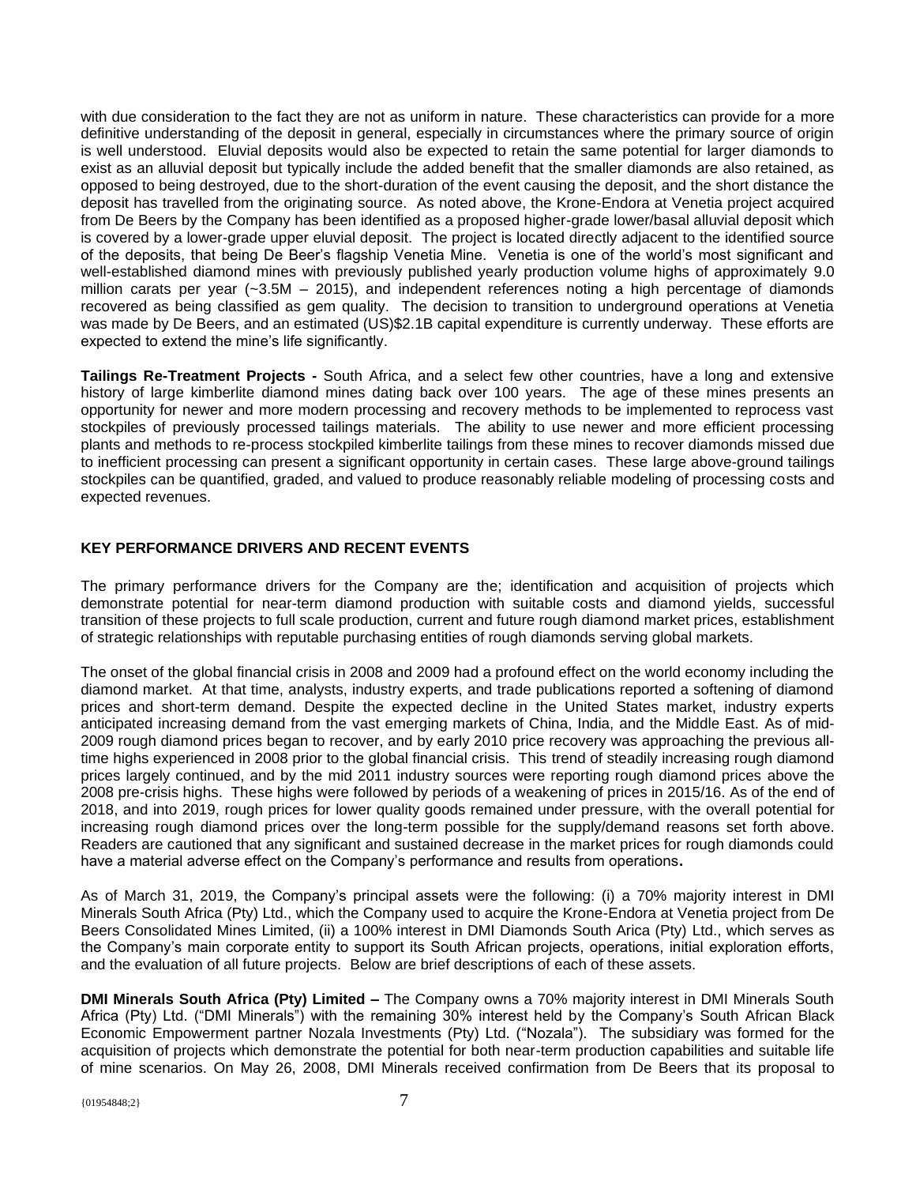with due consideration to the fact they are not as uniform in nature. These characteristics can provide for a more definitive understanding of the deposit in general, especially in circumstances where the primary source of origin is well understood. Eluvial deposits would also be expected to retain the same potential for larger diamonds to exist as an alluvial deposit but typically include the added benefit that the smaller diamonds are also retained, as opposed to being destroyed, due to the short-duration of the event causing the deposit, and the short distance the deposit has travelled from the originating source. As noted above, the Krone-Endora at Venetia project acquired from De Beers by the Company has been identified as a proposed higher-grade lower/basal alluvial deposit which is covered by a lower-grade upper eluvial deposit. The project is located directly adjacent to the identified source of the deposits, that being De Beer's flagship Venetia Mine. Venetia is one of the world's most significant and well-established diamond mines with previously published yearly production volume highs of approximately 9.0 million carats per year (~3.5M – 2015), and independent references noting a high percentage of diamonds recovered as being classified as gem quality. The decision to transition to underground operations at Venetia was made by De Beers, and an estimated (US)$2.1B capital expenditure is currently underway. These efforts are expected to extend the mine's life significantly.

**Tailings Re-Treatment Projects -** South Africa, and a select few other countries, have a long and extensive history of large kimberlite diamond mines dating back over 100 years. The age of these mines presents an opportunity for newer and more modern processing and recovery methods to be implemented to reprocess vast stockpiles of previously processed tailings materials. The ability to use newer and more efficient processing plants and methods to re-process stockpiled kimberlite tailings from these mines to recover diamonds missed due to inefficient processing can present a significant opportunity in certain cases. These large above-ground tailings stockpiles can be quantified, graded, and valued to produce reasonably reliable modeling of processing costs and expected revenues.

## KEY PERFORMANCE DRIVERS AND RECENT EVENTS

The primary performance drivers for the Company are the; identification and acquisition of projects which demonstrate potential for near-term diamond production with suitable costs and diamond yields, successful transition of these projects to full scale production, current and future rough diamond market prices, establishment of strategic relationships with reputable purchasing entities of rough diamonds serving global markets.

The onset of the global financial crisis in 2008 and 2009 had a profound effect on the world economy including the diamond market. At that time, analysts, industry experts, and trade publications reported a softening of diamond prices and short-term demand. Despite the expected decline in the United States market, industry experts anticipated increasing demand from the vast emerging markets of China, India, and the Middle East. As of mid-2009 rough diamond prices began to recover, and by early 2010 price recovery was approaching the previous all-time highs experienced in 2008 prior to the global financial crisis. This trend of steadily increasing rough diamond prices largely continued, and by the mid 2011 industry sources were reporting rough diamond prices above the 2008 pre-crisis highs. These highs were followed by periods of a weakening of prices in 2015/16. As of the end of 2018, and into 2019, rough prices for lower quality goods remained under pressure, with the overall potential for increasing rough diamond prices over the long-term possible for the supply/demand reasons set forth above. Readers are cautioned that any significant and sustained decrease in the market prices for rough diamonds could have a material adverse effect on the Company's performance and results from operations**.**

As of March 31, 2019, the Company's principal assets were the following: (i) a 70% majority interest in DMI Minerals South Africa (Pty) Ltd., which the Company used to acquire the Krone-Endora at Venetia project from De Beers Consolidated Mines Limited, (ii) a 100% interest in DMI Diamonds South Arica (Pty) Ltd., which serves as the Company's main corporate entity to support its South African projects, operations, initial exploration efforts, and the evaluation of all future projects. Below are brief descriptions of each of these assets.

**DMI Minerals South Africa (Pty) Limited –** The Company owns a 70% majority interest in DMI Minerals South Africa (Pty) Ltd. ("DMI Minerals") with the remaining 30% interest held by the Company's South African Black Economic Empowerment partner Nozala Investments (Pty) Ltd. ("Nozala"). The subsidiary was formed for the acquisition of projects which demonstrate the potential for both near-term production capabilities and suitable life of mine scenarios. On May 26, 2008, DMI Minerals received confirmation from De Beers that its proposal to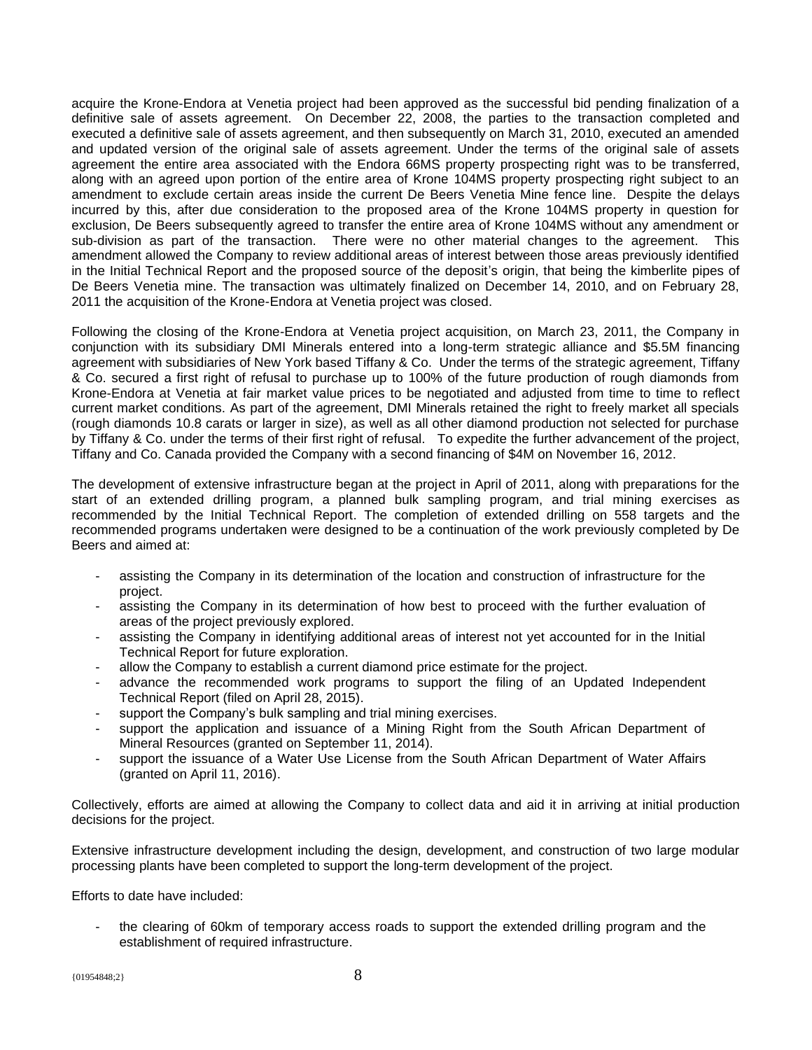acquire the Krone-Endora at Venetia project had been approved as the successful bid pending finalization of a definitive sale of assets agreement. On December 22, 2008, the parties to the transaction completed and executed a definitive sale of assets agreement, and then subsequently on March 31, 2010, executed an amended and updated version of the original sale of assets agreement. Under the terms of the original sale of assets agreement the entire area associated with the Endora 66MS property prospecting right was to be transferred, along with an agreed upon portion of the entire area of Krone 104MS property prospecting right subject to an amendment to exclude certain areas inside the current De Beers Venetia Mine fence line. Despite the delays incurred by this, after due consideration to the proposed area of the Krone 104MS property in question for exclusion, De Beers subsequently agreed to transfer the entire area of Krone 104MS without any amendment or sub-division as part of the transaction. There were no other material changes to the agreement. This amendment allowed the Company to review additional areas of interest between those areas previously identified in the Initial Technical Report and the proposed source of the deposit's origin, that being the kimberlite pipes of De Beers Venetia mine. The transaction was ultimately finalized on December 14, 2010, and on February 28, 2011 the acquisition of the Krone-Endora at Venetia project was closed.

Following the closing of the Krone-Endora at Venetia project acquisition, on March 23, 2011, the Company in conjunction with its subsidiary DMI Minerals entered into a long-term strategic alliance and $5.5M financing agreement with subsidiaries of New York based Tiffany & Co. Under the terms of the strategic agreement, Tiffany & Co. secured a first right of refusal to purchase up to 100% of the future production of rough diamonds from Krone-Endora at Venetia at fair market value prices to be negotiated and adjusted from time to time to reflect current market conditions. As part of the agreement, DMI Minerals retained the right to freely market all specials (rough diamonds 10.8 carats or larger in size), as well as all other diamond production not selected for purchase by Tiffany & Co. under the terms of their first right of refusal. To expedite the further advancement of the project, Tiffany and Co. Canada provided the Company with a second financing of $4M on November 16, 2012.

The development of extensive infrastructure began at the project in April of 2011, along with preparations for the start of an extended drilling program, a planned bulk sampling program, and trial mining exercises as recommended by the Initial Technical Report. The completion of extended drilling on 558 targets and the recommended programs undertaken were designed to be a continuation of the work previously completed by De Beers and aimed at:

- assisting the Company in its determination of the location and construction of infrastructure for the project.
- assisting the Company in its determination of how best to proceed with the further evaluation of areas of the project previously explored.
- assisting the Company in identifying additional areas of interest not yet accounted for in the Initial Technical Report for future exploration.
- allow the Company to establish a current diamond price estimate for the project.
- advance the recommended work programs to support the filing of an Updated Independent Technical Report (filed on April 28, 2015).
- support the Company's bulk sampling and trial mining exercises.
- support the application and issuance of a Mining Right from the South African Department of Mineral Resources (granted on September 11, 2014).
- support the issuance of a Water Use License from the South African Department of Water Affairs (granted on April 11, 2016).

Collectively, efforts are aimed at allowing the Company to collect data and aid it in arriving at initial production decisions for the project.

Extensive infrastructure development including the design, development, and construction of two large modular processing plants have been completed to support the long-term development of the project.

Efforts to date have included:

- the clearing of 60km of temporary access roads to support the extended drilling program and the establishment of required infrastructure.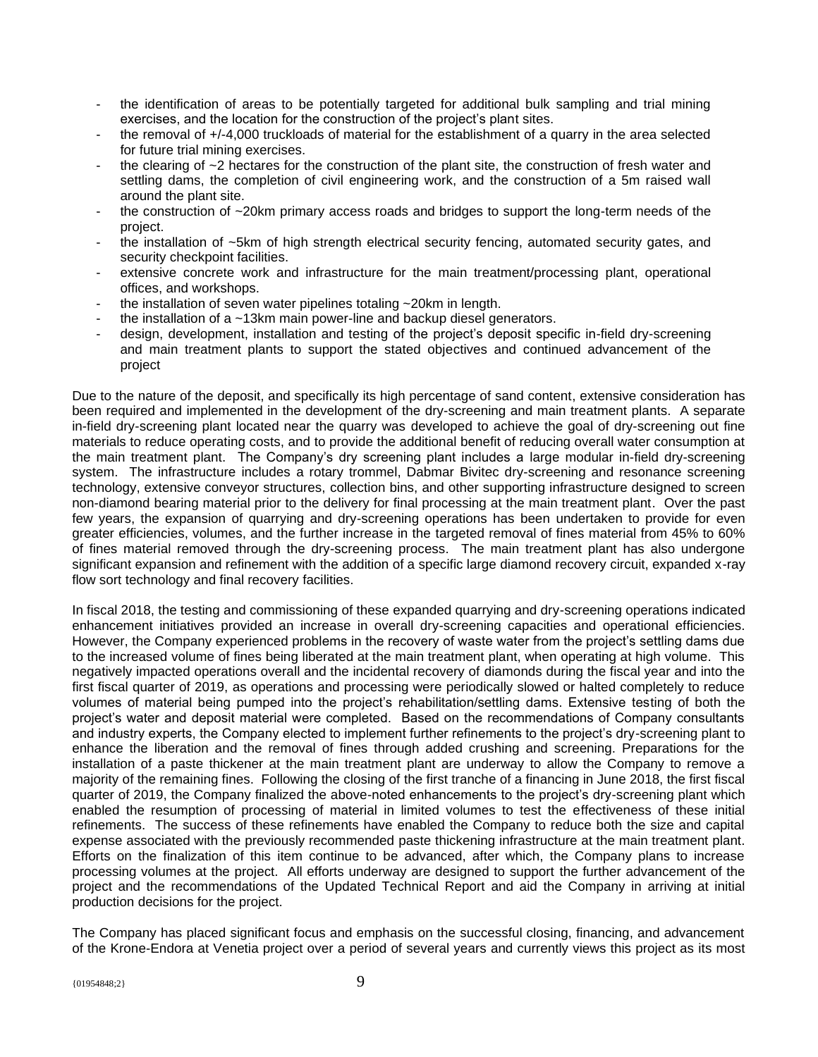- the identification of areas to be potentially targeted for additional bulk sampling and trial mining exercises, and the location for the construction of the project's plant sites.
- the removal of +/-4,000 truckloads of material for the establishment of a quarry in the area selected for future trial mining exercises.
- the clearing of ~2 hectares for the construction of the plant site, the construction of fresh water and settling dams, the completion of civil engineering work, and the construction of a 5m raised wall around the plant site.
- the construction of ~20km primary access roads and bridges to support the long-term needs of the project.
- the installation of ~5km of high strength electrical security fencing, automated security gates, and security checkpoint facilities.
- extensive concrete work and infrastructure for the main treatment/processing plant, operational offices, and workshops.
- the installation of seven water pipelines totaling ~20km in length.
- the installation of a ~13km main power-line and backup diesel generators.
- design, development, installation and testing of the project's deposit specific in-field dry-screening and main treatment plants to support the stated objectives and continued advancement of the project

Due to the nature of the deposit, and specifically its high percentage of sand content, extensive consideration has been required and implemented in the development of the dry-screening and main treatment plants. A separate in-field dry-screening plant located near the quarry was developed to achieve the goal of dry-screening out fine materials to reduce operating costs, and to provide the additional benefit of reducing overall water consumption at the main treatment plant. The Company's dry screening plant includes a large modular in-field dry-screening system. The infrastructure includes a rotary trommel, Dabmar Bivitec dry-screening and resonance screening technology, extensive conveyor structures, collection bins, and other supporting infrastructure designed to screen non-diamond bearing material prior to the delivery for final processing at the main treatment plant. Over the past few years, the expansion of quarrying and dry-screening operations has been undertaken to provide for even greater efficiencies, volumes, and the further increase in the targeted removal of fines material from 45% to 60% of fines material removed through the dry-screening process. The main treatment plant has also undergone significant expansion and refinement with the addition of a specific large diamond recovery circuit, expanded x-ray flow sort technology and final recovery facilities.

In fiscal 2018, the testing and commissioning of these expanded quarrying and dry-screening operations indicated enhancement initiatives provided an increase in overall dry-screening capacities and operational efficiencies. However, the Company experienced problems in the recovery of waste water from the project's settling dams due to the increased volume of fines being liberated at the main treatment plant, when operating at high volume. This negatively impacted operations overall and the incidental recovery of diamonds during the fiscal year and into the first fiscal quarter of 2019, as operations and processing were periodically slowed or halted completely to reduce volumes of material being pumped into the project's rehabilitation/settling dams. Extensive testing of both the project's water and deposit material were completed. Based on the recommendations of Company consultants and industry experts, the Company elected to implement further refinements to the project's dry-screening plant to enhance the liberation and the removal of fines through added crushing and screening. Preparations for the installation of a paste thickener at the main treatment plant are underway to allow the Company to remove a majority of the remaining fines. Following the closing of the first tranche of a financing in June 2018, the first fiscal quarter of 2019, the Company finalized the above-noted enhancements to the project's dry-screening plant which enabled the resumption of processing of material in limited volumes to test the effectiveness of these initial refinements. The success of these refinements have enabled the Company to reduce both the size and capital expense associated with the previously recommended paste thickening infrastructure at the main treatment plant. Efforts on the finalization of this item continue to be advanced, after which, the Company plans to increase processing volumes at the project. All efforts underway are designed to support the further advancement of the project and the recommendations of the Updated Technical Report and aid the Company in arriving at initial production decisions for the project.

The Company has placed significant focus and emphasis on the successful closing, financing, and advancement of the Krone-Endora at Venetia project over a period of several years and currently views this project as its most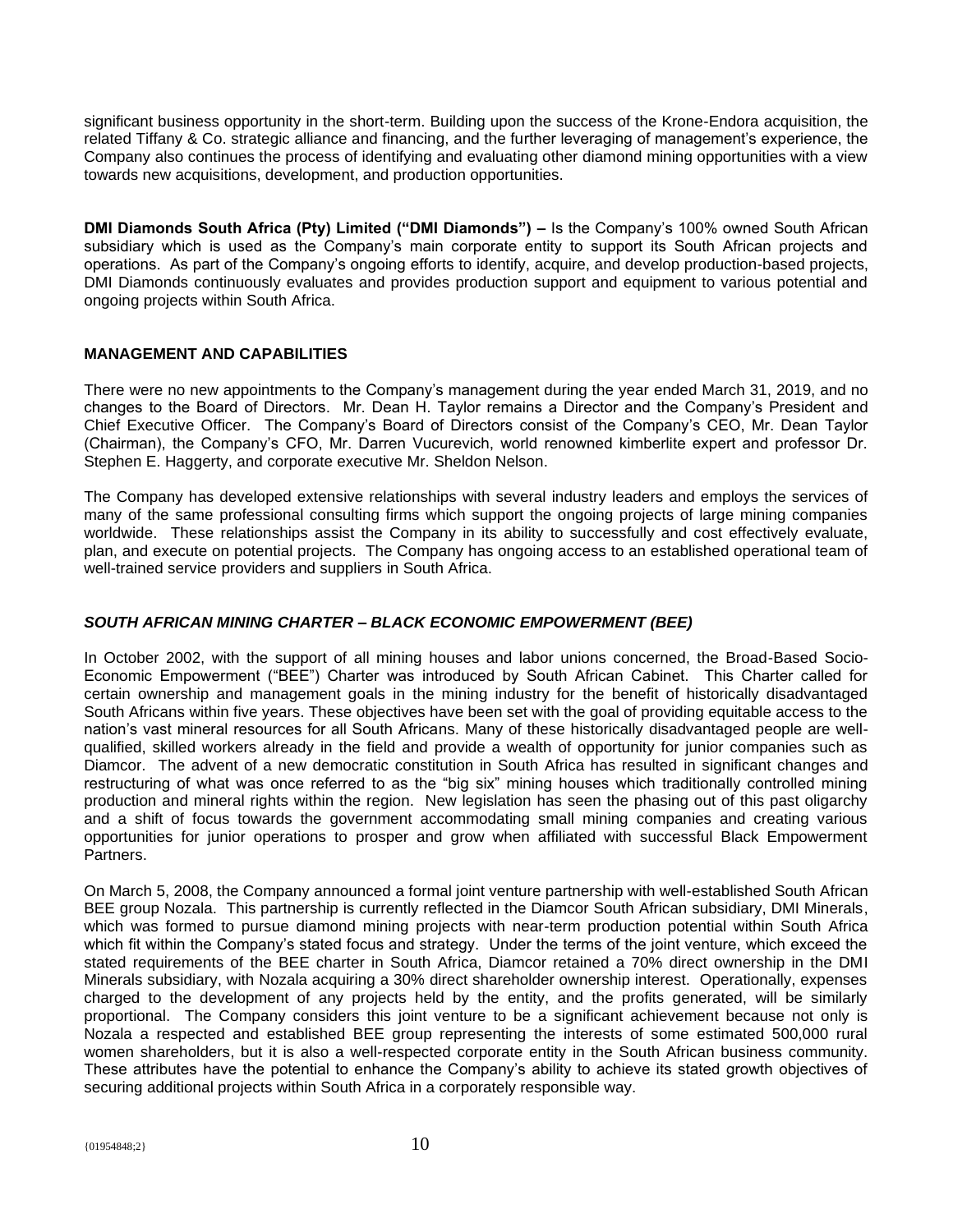significant business opportunity in the short-term. Building upon the success of the Krone-Endora acquisition, the related Tiffany & Co. strategic alliance and financing, and the further leveraging of management's experience, the Company also continues the process of identifying and evaluating other diamond mining opportunities with a view towards new acquisitions, development, and production opportunities.

**DMI Diamonds South Africa (Pty) Limited ("DMI Diamonds") –** Is the Company's 100% owned South African subsidiary which is used as the Company's main corporate entity to support its South African projects and operations. As part of the Company's ongoing efforts to identify, acquire, and develop production-based projects, DMI Diamonds continuously evaluates and provides production support and equipment to various potential and ongoing projects within South Africa.

## MANAGEMENT AND CAPABILITIES

There were no new appointments to the Company's management during the year ended March 31, 2019, and no changes to the Board of Directors. Mr. Dean H. Taylor remains a Director and the Company's President and Chief Executive Officer. The Company's Board of Directors consist of the Company's CEO, Mr. Dean Taylor (Chairman), the Company's CFO, Mr. Darren Vucurevich, world renowned kimberlite expert and professor Dr. Stephen E. Haggerty, and corporate executive Mr. Sheldon Nelson.

The Company has developed extensive relationships with several industry leaders and employs the services of many of the same professional consulting firms which support the ongoing projects of large mining companies worldwide. These relationships assist the Company in its ability to successfully and cost effectively evaluate, plan, and execute on potential projects. The Company has ongoing access to an established operational team of well-trained service providers and suppliers in South Africa.

### *SOUTH AFRICAN MINING CHARTER – BLACK ECONOMIC EMPOWERMENT (BEE)*

In October 2002, with the support of all mining houses and labor unions concerned, the Broad-Based Socio-Economic Empowerment ("BEE") Charter was introduced by South African Cabinet. This Charter called for certain ownership and management goals in the mining industry for the benefit of historically disadvantaged South Africans within five years. These objectives have been set with the goal of providing equitable access to the nation's vast mineral resources for all South Africans. Many of these historically disadvantaged people are well-qualified, skilled workers already in the field and provide a wealth of opportunity for junior companies such as Diamcor. The advent of a new democratic constitution in South Africa has resulted in significant changes and restructuring of what was once referred to as the "big six" mining houses which traditionally controlled mining production and mineral rights within the region. New legislation has seen the phasing out of this past oligarchy and a shift of focus towards the government accommodating small mining companies and creating various opportunities for junior operations to prosper and grow when affiliated with successful Black Empowerment Partners.

On March 5, 2008, the Company announced a formal joint venture partnership with well-established South African BEE group Nozala. This partnership is currently reflected in the Diamcor South African subsidiary, DMI Minerals, which was formed to pursue diamond mining projects with near-term production potential within South Africa which fit within the Company's stated focus and strategy. Under the terms of the joint venture, which exceed the stated requirements of the BEE charter in South Africa, Diamcor retained a 70% direct ownership in the DMI Minerals subsidiary, with Nozala acquiring a 30% direct shareholder ownership interest. Operationally, expenses charged to the development of any projects held by the entity, and the profits generated, will be similarly proportional. The Company considers this joint venture to be a significant achievement because not only is Nozala a respected and established BEE group representing the interests of some estimated 500,000 rural women shareholders, but it is also a well-respected corporate entity in the South African business community. These attributes have the potential to enhance the Company's ability to achieve its stated growth objectives of securing additional projects within South Africa in a corporately responsible way.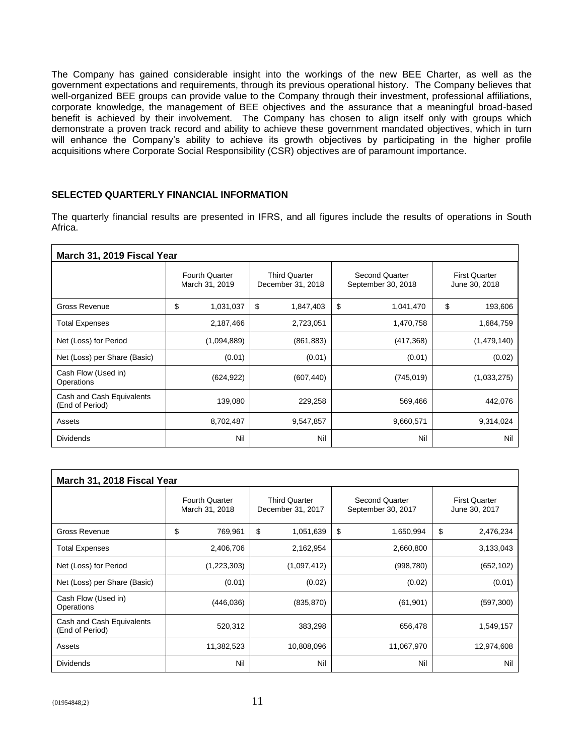The Company has gained considerable insight into the workings of the new BEE Charter, as well as the government expectations and requirements, through its previous operational history. The Company believes that well-organized BEE groups can provide value to the Company through their investment, professional affiliations, corporate knowledge, the management of BEE objectives and the assurance that a meaningful broad-based benefit is achieved by their involvement. The Company has chosen to align itself only with groups which demonstrate a proven track record and ability to achieve these government mandated objectives, which in turn will enhance the Company's ability to achieve its growth objectives by participating in the higher profile acquisitions where Corporate Social Responsibility (CSR) objectives are of paramount importance.

## SELECTED QUARTERLY FINANCIAL INFORMATION

The quarterly financial results are presented in IFRS, and all figures include the results of operations in South Africa.

| March 31, 2019 Fiscal Year | | | | |
|---|---|---|---|---|
| | Fourth Quarter March 31, 2019 | Third Quarter December 31, 2018 | Second Quarter September 30, 2018 | First Quarter June 30, 2018 |
| Gross Revenue | $ 1,031,037 | $ 1,847,403 | $ 1,041,470 | $ 193,606 |
| Total Expenses | 2,187,466 | 2,723,051 | 1,470,758 | 1,684,759 |
| Net (Loss) for Period | (1,094,889) | (861,883) | (417,368) | (1,479,140) |
| Net (Loss) per Share (Basic) | (0.01) | (0.01) | (0.01) | (0.02) |
| Cash Flow (Used in) Operations | (624,922) | (607,440) | (745,019) | (1,033,275) |
| Cash and Cash Equivalents (End of Period) | 139,080 | 229,258 | 569,466 | 442,076 |
| Assets | 8,702,487 | 9,547,857 | 9,660,571 | 9,314,024 |
| Dividends | Nil | Nil | Nil | Nil |

| March 31, 2018 Fiscal Year | | | | |
|---|---|---|---|---|
| | Fourth Quarter March 31, 2018 | Third Quarter December 31, 2017 | Second Quarter September 30, 2017 | First Quarter June 30, 2017 |
| Gross Revenue | $ 769,961 | $ 1,051,639 | $ 1,650,994 | $ 2,476,234 |
| Total Expenses | 2,406,706 | 2,162,954 | 2,660,800 | 3,133,043 |
| Net (Loss) for Period | (1,223,303) | (1,097,412) | (998,780) | (652,102) |
| Net (Loss) per Share (Basic) | (0.01) | (0.02) | (0.02) | (0.01) |
| Cash Flow (Used in) Operations | (446,036) | (835,870) | (61,901) | (597,300) |
| Cash and Cash Equivalents (End of Period) | 520,312 | 383,298 | 656,478 | 1,549,157 |
| Assets | 11,382,523 | 10,808,096 | 11,067,970 | 12,974,608 |
| Dividends | Nil | Nil | Nil | Nil |

{01954848;2}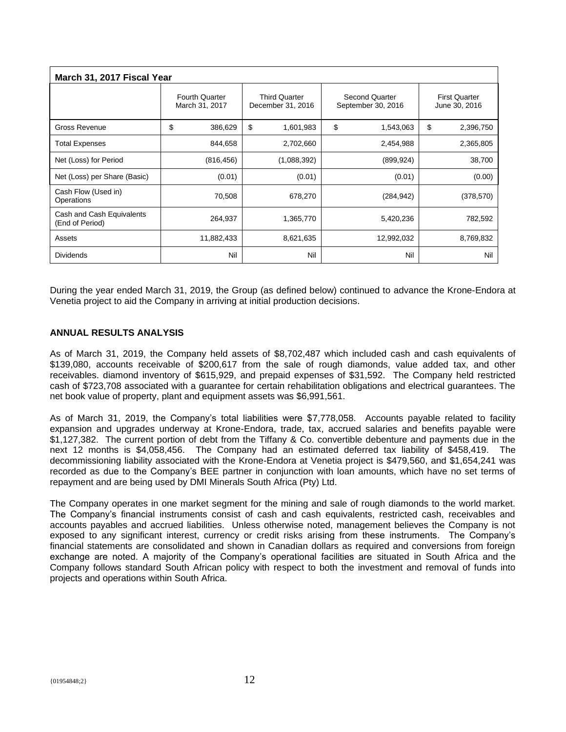| March 31, 2017 Fiscal Year | | | | |
|---|---|---|---|---|
| | Fourth Quarter March 31, 2017 | Third Quarter December 31, 2016 | Second Quarter September 30, 2016 | First Quarter June 30, 2016 |
| Gross Revenue | $ 386,629 | $ 1,601,983 | $ 1,543,063 | $ 2,396,750 |
| Total Expenses | 844,658 | 2,702,660 | 2,454,988 | 2,365,805 |
| Net (Loss) for Period | (816,456) | (1,088,392) | (899,924) | 38,700 |
| Net (Loss) per Share (Basic) | (0.01) | (0.01) | (0.01) | (0.00) |
| Cash Flow (Used in) Operations | 70,508 | 678,270 | (284,942) | (378,570) |
| Cash and Cash Equivalents (End of Period) | 264,937 | 1,365,770 | 5,420,236 | 782,592 |
| Assets | 11,882,433 | 8,621,635 | 12,992,032 | 8,769,832 |
| Dividends | Nil | Nil | Nil | Nil |

During the year ended March 31, 2019, the Group (as defined below) continued to advance the Krone-Endora at Venetia project to aid the Company in arriving at initial production decisions.

## ANNUAL RESULTS ANALYSIS

As of March 31, 2019, the Company held assets of $8,702,487 which included cash and cash equivalents of $139,080, accounts receivable of $200,617 from the sale of rough diamonds, value added tax, and other receivables. diamond inventory of $615,929, and prepaid expenses of $31,592. The Company held restricted cash of $723,708 associated with a guarantee for certain rehabilitation obligations and electrical guarantees. The net book value of property, plant and equipment assets was $6,991,561.

As of March 31, 2019, the Company's total liabilities were $7,778,058. Accounts payable related to facility expansion and upgrades underway at Krone-Endora, trade, tax, accrued salaries and benefits payable were $1,127,382. The current portion of debt from the Tiffany & Co. convertible debenture and payments due in the next 12 months is $4,058,456. The Company had an estimated deferred tax liability of $458,419. The decommissioning liability associated with the Krone-Endora at Venetia project is $479,560, and $1,654,241 was recorded as due to the Company's BEE partner in conjunction with loan amounts, which have no set terms of repayment and are being used by DMI Minerals South Africa (Pty) Ltd.

The Company operates in one market segment for the mining and sale of rough diamonds to the world market. The Company's financial instruments consist of cash and cash equivalents, restricted cash, receivables and accounts payables and accrued liabilities. Unless otherwise noted, management believes the Company is not exposed to any significant interest, currency or credit risks arising from these instruments. The Company's financial statements are consolidated and shown in Canadian dollars as required and conversions from foreign exchange are noted. A majority of the Company's operational facilities are situated in South Africa and the Company follows standard South African policy with respect to both the investment and removal of funds into projects and operations within South Africa.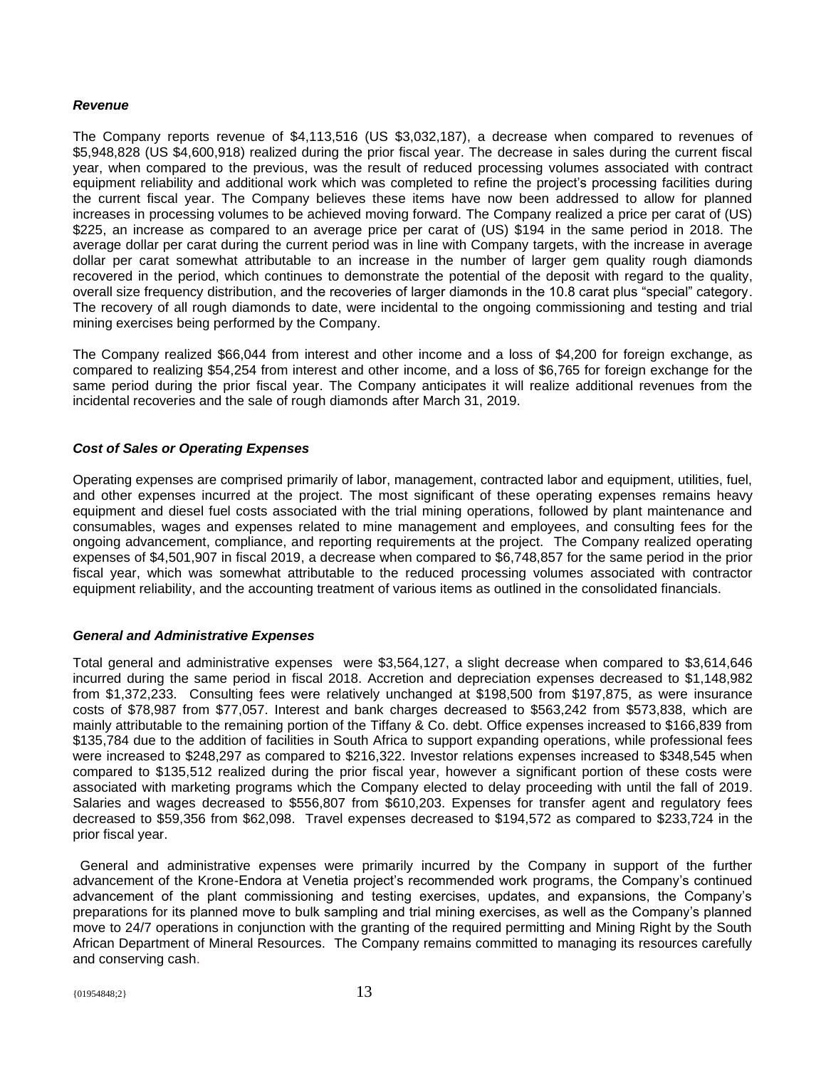### *Revenue*

The Company reports revenue of $4,113,516 (US $3,032,187), a decrease when compared to revenues of $5,948,828 (US $4,600,918) realized during the prior fiscal year. The decrease in sales during the current fiscal year, when compared to the previous, was the result of reduced processing volumes associated with contract equipment reliability and additional work which was completed to refine the project's processing facilities during the current fiscal year. The Company believes these items have now been addressed to allow for planned increases in processing volumes to be achieved moving forward. The Company realized a price per carat of (US) $225, an increase as compared to an average price per carat of (US) $194 in the same period in 2018. The average dollar per carat during the current period was in line with Company targets, with the increase in average dollar per carat somewhat attributable to an increase in the number of larger gem quality rough diamonds recovered in the period, which continues to demonstrate the potential of the deposit with regard to the quality, overall size frequency distribution, and the recoveries of larger diamonds in the 10.8 carat plus "special" category. The recovery of all rough diamonds to date, were incidental to the ongoing commissioning and testing and trial mining exercises being performed by the Company.

The Company realized $66,044 from interest and other income and a loss of $4,200 for foreign exchange, as compared to realizing $54,254 from interest and other income, and a loss of $6,765 for foreign exchange for the same period during the prior fiscal year. The Company anticipates it will realize additional revenues from the incidental recoveries and the sale of rough diamonds after March 31, 2019.

### *Cost of Sales or Operating Expenses*

Operating expenses are comprised primarily of labor, management, contracted labor and equipment, utilities, fuel, and other expenses incurred at the project. The most significant of these operating expenses remains heavy equipment and diesel fuel costs associated with the trial mining operations, followed by plant maintenance and consumables, wages and expenses related to mine management and employees, and consulting fees for the ongoing advancement, compliance, and reporting requirements at the project. The Company realized operating expenses of $4,501,907 in fiscal 2019, a decrease when compared to $6,748,857 for the same period in the prior fiscal year, which was somewhat attributable to the reduced processing volumes associated with contractor equipment reliability, and the accounting treatment of various items as outlined in the consolidated financials.

### *General and Administrative Expenses*

Total general and administrative expenses were $3,564,127, a slight decrease when compared to $3,614,646 incurred during the same period in fiscal 2018. Accretion and depreciation expenses decreased to $1,148,982 from $1,372,233. Consulting fees were relatively unchanged at $198,500 from $197,875, as were insurance costs of $78,987 from $77,057. Interest and bank charges decreased to $563,242 from $573,838, which are mainly attributable to the remaining portion of the Tiffany & Co. debt. Office expenses increased to $166,839 from $135,784 due to the addition of facilities in South Africa to support expanding operations, while professional fees were increased to $248,297 as compared to $216,322. Investor relations expenses increased to $348,545 when compared to $135,512 realized during the prior fiscal year, however a significant portion of these costs were associated with marketing programs which the Company elected to delay proceeding with until the fall of 2019. Salaries and wages decreased to $556,807 from $610,203. Expenses for transfer agent and regulatory fees decreased to $59,356 from $62,098. Travel expenses decreased to $194,572 as compared to $233,724 in the prior fiscal year.

General and administrative expenses were primarily incurred by the Company in support of the further advancement of the Krone-Endora at Venetia project's recommended work programs, the Company's continued advancement of the plant commissioning and testing exercises, updates, and expansions, the Company's preparations for its planned move to bulk sampling and trial mining exercises, as well as the Company's planned move to 24/7 operations in conjunction with the granting of the required permitting and Mining Right by the South African Department of Mineral Resources. The Company remains committed to managing its resources carefully and conserving cash.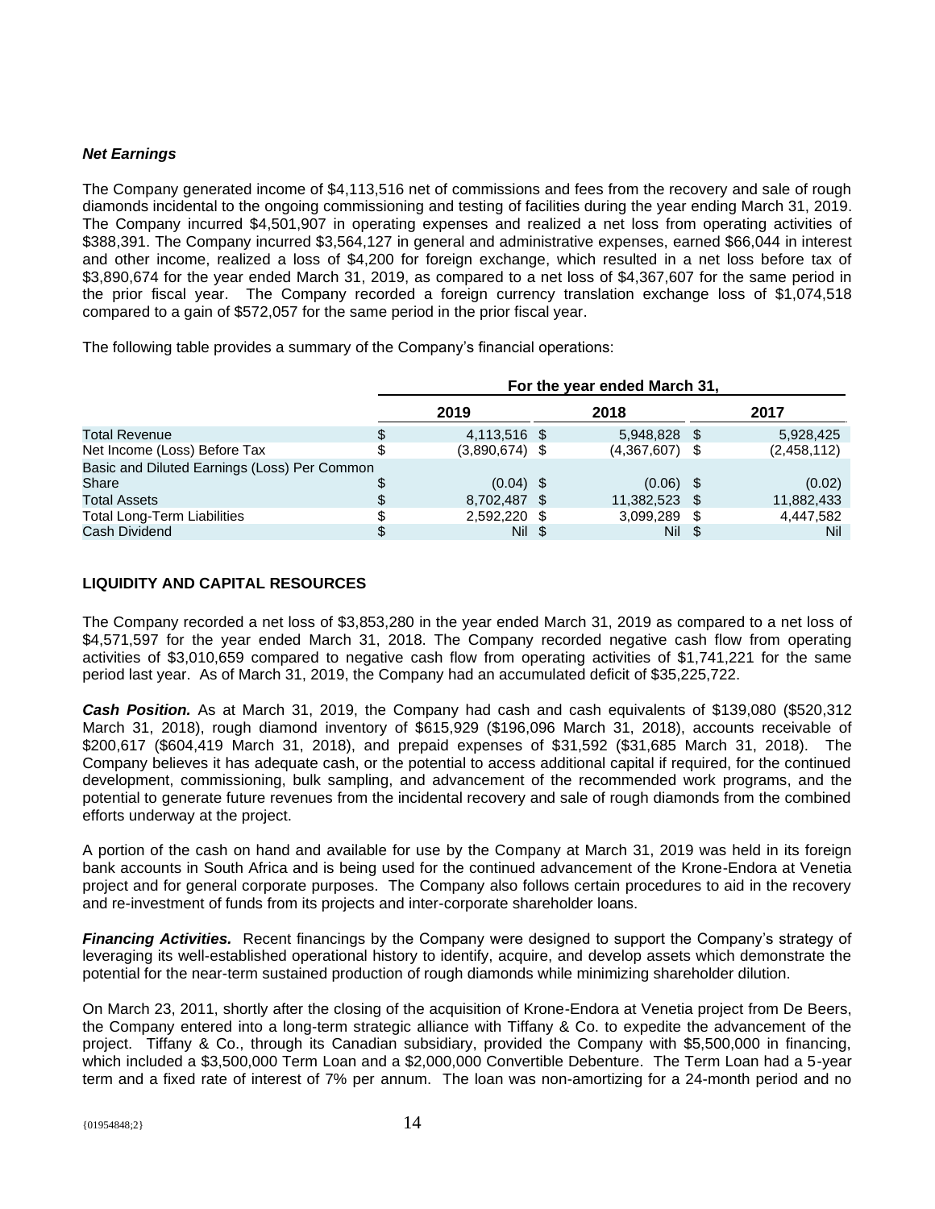***Net Earnings***

The Company generated income of $4,113,516 net of commissions and fees from the recovery and sale of rough diamonds incidental to the ongoing commissioning and testing of facilities during the year ending March 31, 2019. The Company incurred $4,501,907 in operating expenses and realized a net loss from operating activities of $388,391. The Company incurred $3,564,127 in general and administrative expenses, earned $66,044 in interest and other income, realized a loss of $4,200 for foreign exchange, which resulted in a net loss before tax of $3,890,674 for the year ended March 31, 2019, as compared to a net loss of $4,367,607 for the same period in the prior fiscal year. The Company recorded a foreign currency translation exchange loss of $1,074,518 compared to a gain of $572,057 for the same period in the prior fiscal year.

The following table provides a summary of the Company's financial operations:

| | For the year ended March 31, | | | | | |
|---|---|---|---|---|---|---|
| | | 2019 | | 2018 | | 2017 |
| Total Revenue | $ | 4,113,516 | $ | 5,948,828 | $ | 5,928,425 |
| Net Income (Loss) Before Tax | $ | (3,890,674) | $ | (4,367,607) | $ | (2,458,112) |
| Basic and Diluted Earnings (Loss) Per Common Share | $ | (0.04) | $ | (0.06) | $ | (0.02) |
| Total Assets | $ | 8,702,487 | $ | 11,382,523 | $ | 11,882,433 |
| Total Long-Term Liabilities | $ | 2,592,220 | $ | 3,099,289 | $ | 4,447,582 |
| Cash Dividend | $ | Nil | $ | Nil | $ | Nil |

## LIQUIDITY AND CAPITAL RESOURCES

The Company recorded a net loss of $3,853,280 in the year ended March 31, 2019 as compared to a net loss of $4,571,597 for the year ended March 31, 2018. The Company recorded negative cash flow from operating activities of $3,010,659 compared to negative cash flow from operating activities of $1,741,221 for the same period last year. As of March 31, 2019, the Company had an accumulated deficit of $35,225,722.

***Cash Position.*** As at March 31, 2019, the Company had cash and cash equivalents of $139,080 ($520,312 March 31, 2018), rough diamond inventory of $615,929 ($196,096 March 31, 2018), accounts receivable of $200,617 ($604,419 March 31, 2018), and prepaid expenses of $31,592 ($31,685 March 31, 2018). The Company believes it has adequate cash, or the potential to access additional capital if required, for the continued development, commissioning, bulk sampling, and advancement of the recommended work programs, and the potential to generate future revenues from the incidental recovery and sale of rough diamonds from the combined efforts underway at the project.

A portion of the cash on hand and available for use by the Company at March 31, 2019 was held in its foreign bank accounts in South Africa and is being used for the continued advancement of the Krone-Endora at Venetia project and for general corporate purposes. The Company also follows certain procedures to aid in the recovery and re-investment of funds from its projects and inter-corporate shareholder loans.

***Financing Activities.*** Recent financings by the Company were designed to support the Company's strategy of leveraging its well-established operational history to identify, acquire, and develop assets which demonstrate the potential for the near-term sustained production of rough diamonds while minimizing shareholder dilution.

On March 23, 2011, shortly after the closing of the acquisition of Krone-Endora at Venetia project from De Beers, the Company entered into a long-term strategic alliance with Tiffany & Co. to expedite the advancement of the project. Tiffany & Co., through its Canadian subsidiary, provided the Company with $5,500,000 in financing, which included a $3,500,000 Term Loan and a $2,000,000 Convertible Debenture. The Term Loan had a 5-year term and a fixed rate of interest of 7% per annum. The loan was non-amortizing for a 24-month period and no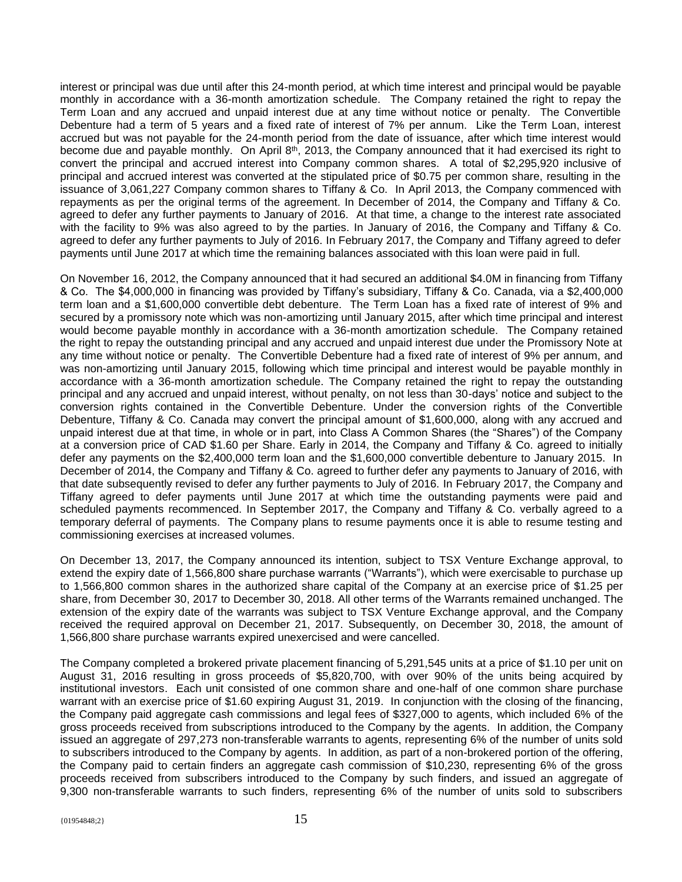interest or principal was due until after this 24-month period, at which time interest and principal would be payable monthly in accordance with a 36-month amortization schedule. The Company retained the right to repay the Term Loan and any accrued and unpaid interest due at any time without notice or penalty. The Convertible Debenture had a term of 5 years and a fixed rate of interest of 7% per annum. Like the Term Loan, interest accrued but was not payable for the 24-month period from the date of issuance, after which time interest would become due and payable monthly. On April 8th, 2013, the Company announced that it had exercised its right to convert the principal and accrued interest into Company common shares. A total of $2,295,920 inclusive of principal and accrued interest was converted at the stipulated price of $0.75 per common share, resulting in the issuance of 3,061,227 Company common shares to Tiffany & Co. In April 2013, the Company commenced with repayments as per the original terms of the agreement. In December of 2014, the Company and Tiffany & Co. agreed to defer any further payments to January of 2016. At that time, a change to the interest rate associated with the facility to 9% was also agreed to by the parties. In January of 2016, the Company and Tiffany & Co. agreed to defer any further payments to July of 2016. In February 2017, the Company and Tiffany agreed to defer payments until June 2017 at which time the remaining balances associated with this loan were paid in full.

On November 16, 2012, the Company announced that it had secured an additional $4.0M in financing from Tiffany & Co. The $4,000,000 in financing was provided by Tiffany's subsidiary, Tiffany & Co. Canada, via a $2,400,000 term loan and a $1,600,000 convertible debt debenture. The Term Loan has a fixed rate of interest of 9% and secured by a promissory note which was non-amortizing until January 2015, after which time principal and interest would become payable monthly in accordance with a 36-month amortization schedule. The Company retained the right to repay the outstanding principal and any accrued and unpaid interest due under the Promissory Note at any time without notice or penalty. The Convertible Debenture had a fixed rate of interest of 9% per annum, and was non-amortizing until January 2015, following which time principal and interest would be payable monthly in accordance with a 36-month amortization schedule. The Company retained the right to repay the outstanding principal and any accrued and unpaid interest, without penalty, on not less than 30-days' notice and subject to the conversion rights contained in the Convertible Debenture. Under the conversion rights of the Convertible Debenture, Tiffany & Co. Canada may convert the principal amount of $1,600,000, along with any accrued and unpaid interest due at that time, in whole or in part, into Class A Common Shares (the "Shares") of the Company at a conversion price of CAD $1.60 per Share. Early in 2014, the Company and Tiffany & Co. agreed to initially defer any payments on the $2,400,000 term loan and the $1,600,000 convertible debenture to January 2015. In December of 2014, the Company and Tiffany & Co. agreed to further defer any payments to January of 2016, with that date subsequently revised to defer any further payments to July of 2016. In February 2017, the Company and Tiffany agreed to defer payments until June 2017 at which time the outstanding payments were paid and scheduled payments recommenced. In September 2017, the Company and Tiffany & Co. verbally agreed to a temporary deferral of payments. The Company plans to resume payments once it is able to resume testing and commissioning exercises at increased volumes.

On December 13, 2017, the Company announced its intention, subject to TSX Venture Exchange approval, to extend the expiry date of 1,566,800 share purchase warrants ("Warrants"), which were exercisable to purchase up to 1,566,800 common shares in the authorized share capital of the Company at an exercise price of $1.25 per share, from December 30, 2017 to December 30, 2018. All other terms of the Warrants remained unchanged. The extension of the expiry date of the warrants was subject to TSX Venture Exchange approval, and the Company received the required approval on December 21, 2017. Subsequently, on December 30, 2018, the amount of 1,566,800 share purchase warrants expired unexercised and were cancelled.

The Company completed a brokered private placement financing of 5,291,545 units at a price of $1.10 per unit on August 31, 2016 resulting in gross proceeds of $5,820,700, with over 90% of the units being acquired by institutional investors. Each unit consisted of one common share and one-half of one common share purchase warrant with an exercise price of $1.60 expiring August 31, 2019. In conjunction with the closing of the financing, the Company paid aggregate cash commissions and legal fees of $327,000 to agents, which included 6% of the gross proceeds received from subscriptions introduced to the Company by the agents. In addition, the Company issued an aggregate of 297,273 non-transferable warrants to agents, representing 6% of the number of units sold to subscribers introduced to the Company by agents. In addition, as part of a non-brokered portion of the offering, the Company paid to certain finders an aggregate cash commission of $10,230, representing 6% of the gross proceeds received from subscribers introduced to the Company by such finders, and issued an aggregate of 9,300 non-transferable warrants to such finders, representing 6% of the number of units sold to subscribers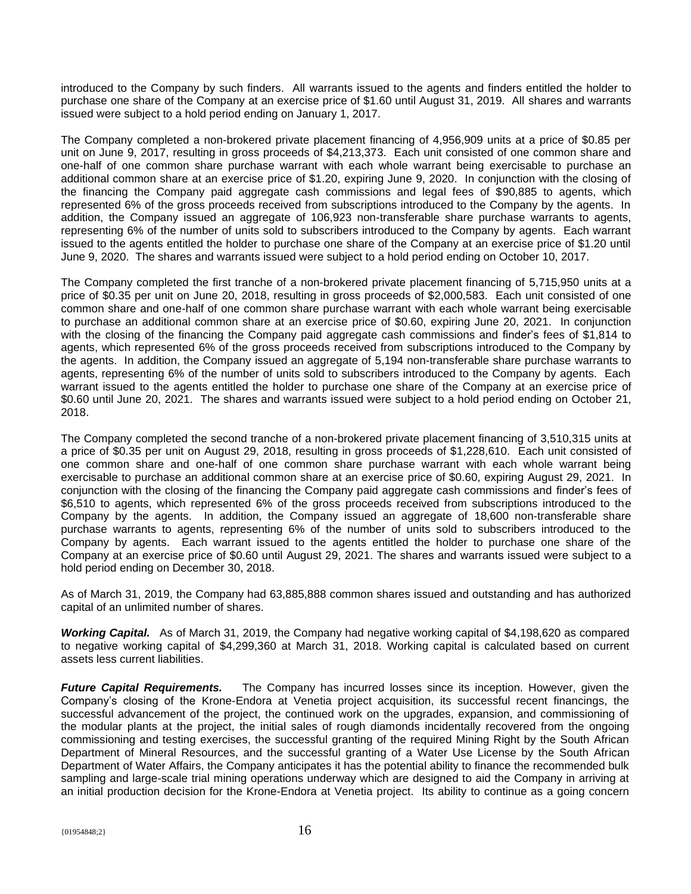introduced to the Company by such finders. All warrants issued to the agents and finders entitled the holder to purchase one share of the Company at an exercise price of $1.60 until August 31, 2019. All shares and warrants issued were subject to a hold period ending on January 1, 2017.

The Company completed a non-brokered private placement financing of 4,956,909 units at a price of $0.85 per unit on June 9, 2017, resulting in gross proceeds of $4,213,373. Each unit consisted of one common share and one-half of one common share purchase warrant with each whole warrant being exercisable to purchase an additional common share at an exercise price of $1.20, expiring June 9, 2020. In conjunction with the closing of the financing the Company paid aggregate cash commissions and legal fees of $90,885 to agents, which represented 6% of the gross proceeds received from subscriptions introduced to the Company by the agents. In addition, the Company issued an aggregate of 106,923 non-transferable share purchase warrants to agents, representing 6% of the number of units sold to subscribers introduced to the Company by agents. Each warrant issued to the agents entitled the holder to purchase one share of the Company at an exercise price of $1.20 until June 9, 2020. The shares and warrants issued were subject to a hold period ending on October 10, 2017.

The Company completed the first tranche of a non-brokered private placement financing of 5,715,950 units at a price of $0.35 per unit on June 20, 2018, resulting in gross proceeds of $2,000,583. Each unit consisted of one common share and one-half of one common share purchase warrant with each whole warrant being exercisable to purchase an additional common share at an exercise price of $0.60, expiring June 20, 2021. In conjunction with the closing of the financing the Company paid aggregate cash commissions and finder's fees of $1,814 to agents, which represented 6% of the gross proceeds received from subscriptions introduced to the Company by the agents. In addition, the Company issued an aggregate of 5,194 non-transferable share purchase warrants to agents, representing 6% of the number of units sold to subscribers introduced to the Company by agents. Each warrant issued to the agents entitled the holder to purchase one share of the Company at an exercise price of $0.60 until June 20, 2021. The shares and warrants issued were subject to a hold period ending on October 21, 2018.

The Company completed the second tranche of a non-brokered private placement financing of 3,510,315 units at a price of $0.35 per unit on August 29, 2018, resulting in gross proceeds of $1,228,610. Each unit consisted of one common share and one-half of one common share purchase warrant with each whole warrant being exercisable to purchase an additional common share at an exercise price of $0.60, expiring August 29, 2021. In conjunction with the closing of the financing the Company paid aggregate cash commissions and finder's fees of $6,510 to agents, which represented 6% of the gross proceeds received from subscriptions introduced to the Company by the agents. In addition, the Company issued an aggregate of 18,600 non-transferable share purchase warrants to agents, representing 6% of the number of units sold to subscribers introduced to the Company by agents. Each warrant issued to the agents entitled the holder to purchase one share of the Company at an exercise price of $0.60 until August 29, 2021. The shares and warrants issued were subject to a hold period ending on December 30, 2018.

As of March 31, 2019, the Company had 63,885,888 common shares issued and outstanding and has authorized capital of an unlimited number of shares.

***Working Capital.*** As of March 31, 2019, the Company had negative working capital of $4,198,620 as compared to negative working capital of $4,299,360 at March 31, 2018. Working capital is calculated based on current assets less current liabilities.

***Future Capital Requirements.*** The Company has incurred losses since its inception. However, given the Company's closing of the Krone-Endora at Venetia project acquisition, its successful recent financings, the successful advancement of the project, the continued work on the upgrades, expansion, and commissioning of the modular plants at the project, the initial sales of rough diamonds incidentally recovered from the ongoing commissioning and testing exercises, the successful granting of the required Mining Right by the South African Department of Mineral Resources, and the successful granting of a Water Use License by the South African Department of Water Affairs, the Company anticipates it has the potential ability to finance the recommended bulk sampling and large-scale trial mining operations underway which are designed to aid the Company in arriving at an initial production decision for the Krone-Endora at Venetia project. Its ability to continue as a going concern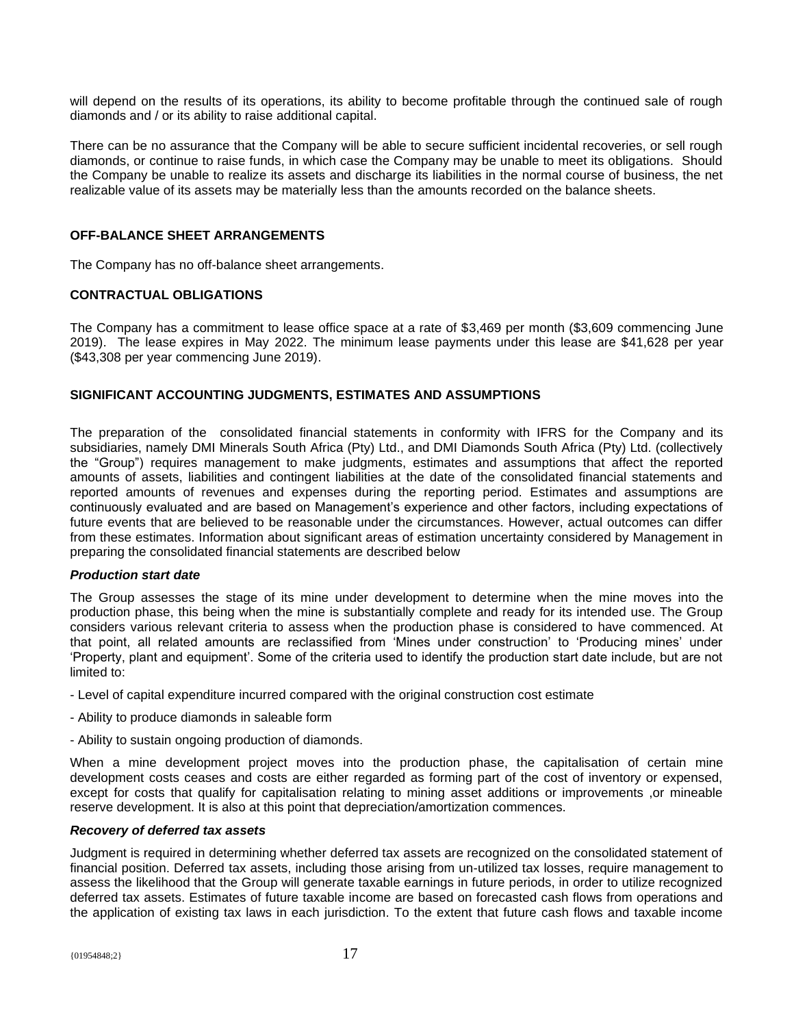will depend on the results of its operations, its ability to become profitable through the continued sale of rough diamonds and / or its ability to raise additional capital.

There can be no assurance that the Company will be able to secure sufficient incidental recoveries, or sell rough diamonds, or continue to raise funds, in which case the Company may be unable to meet its obligations. Should the Company be unable to realize its assets and discharge its liabilities in the normal course of business, the net realizable value of its assets may be materially less than the amounts recorded on the balance sheets.

## OFF-BALANCE SHEET ARRANGEMENTS

The Company has no off-balance sheet arrangements.

## CONTRACTUAL OBLIGATIONS

The Company has a commitment to lease office space at a rate of $3,469 per month ($3,609 commencing June 2019). The lease expires in May 2022. The minimum lease payments under this lease are $41,628 per year ($43,308 per year commencing June 2019).

## SIGNIFICANT ACCOUNTING JUDGMENTS, ESTIMATES AND ASSUMPTIONS

The preparation of the consolidated financial statements in conformity with IFRS for the Company and its subsidiaries, namely DMI Minerals South Africa (Pty) Ltd., and DMI Diamonds South Africa (Pty) Ltd. (collectively the "Group") requires management to make judgments, estimates and assumptions that affect the reported amounts of assets, liabilities and contingent liabilities at the date of the consolidated financial statements and reported amounts of revenues and expenses during the reporting period. Estimates and assumptions are continuously evaluated and are based on Management's experience and other factors, including expectations of future events that are believed to be reasonable under the circumstances. However, actual outcomes can differ from these estimates. Information about significant areas of estimation uncertainty considered by Management in preparing the consolidated financial statements are described below

### *Production start date*

The Group assesses the stage of its mine under development to determine when the mine moves into the production phase, this being when the mine is substantially complete and ready for its intended use. The Group considers various relevant criteria to assess when the production phase is considered to have commenced. At that point, all related amounts are reclassified from 'Mines under construction' to 'Producing mines' under 'Property, plant and equipment'. Some of the criteria used to identify the production start date include, but are not limited to:

- Level of capital expenditure incurred compared with the original construction cost estimate
- Ability to produce diamonds in saleable form
- Ability to sustain ongoing production of diamonds.

When a mine development project moves into the production phase, the capitalisation of certain mine development costs ceases and costs are either regarded as forming part of the cost of inventory or expensed, except for costs that qualify for capitalisation relating to mining asset additions or improvements ,or mineable reserve development. It is also at this point that depreciation/amortization commences.

### *Recovery of deferred tax assets*

Judgment is required in determining whether deferred tax assets are recognized on the consolidated statement of financial position. Deferred tax assets, including those arising from un-utilized tax losses, require management to assess the likelihood that the Group will generate taxable earnings in future periods, in order to utilize recognized deferred tax assets. Estimates of future taxable income are based on forecasted cash flows from operations and the application of existing tax laws in each jurisdiction. To the extent that future cash flows and taxable income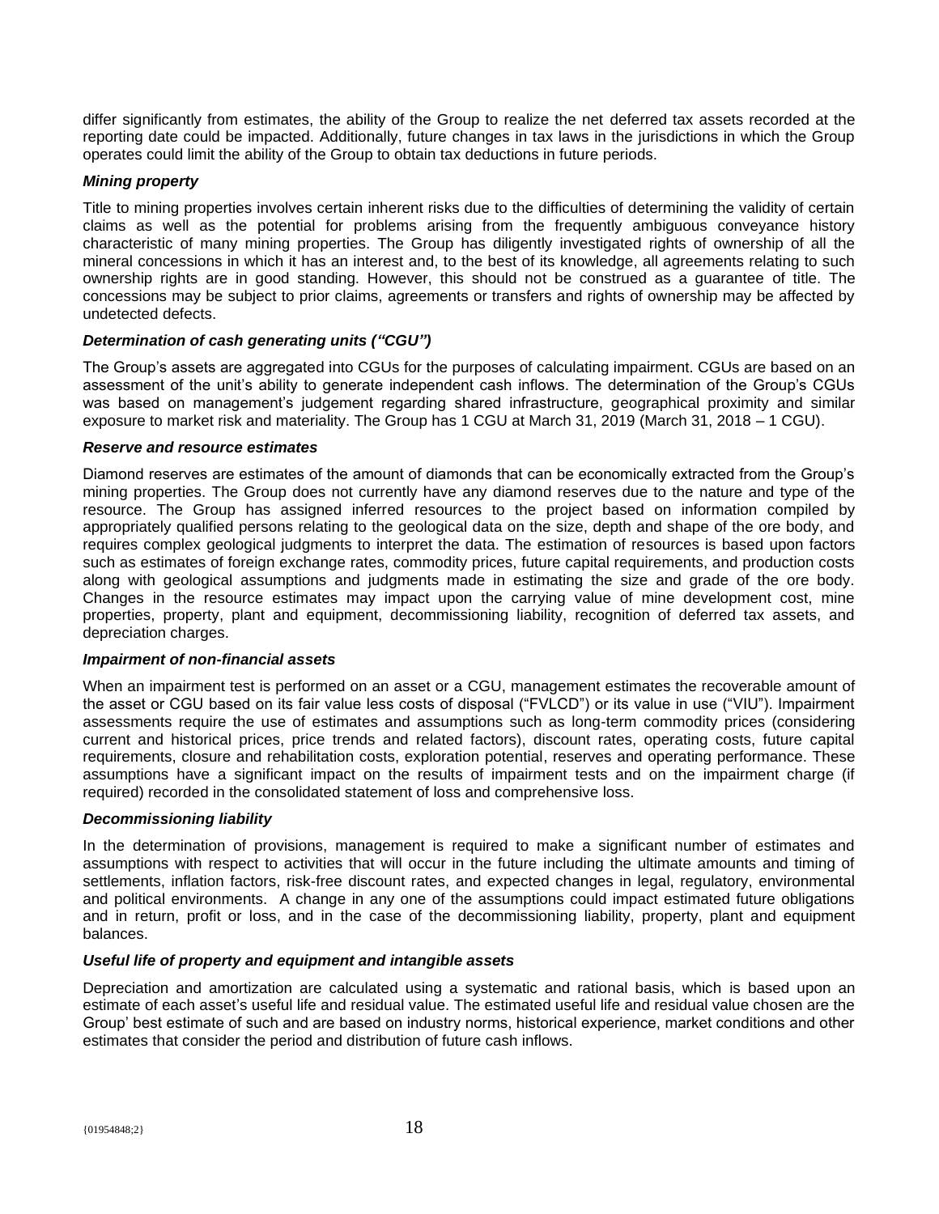differ significantly from estimates, the ability of the Group to realize the net deferred tax assets recorded at the reporting date could be impacted. Additionally, future changes in tax laws in the jurisdictions in which the Group operates could limit the ability of the Group to obtain tax deductions in future periods.

***Mining property***

Title to mining properties involves certain inherent risks due to the difficulties of determining the validity of certain claims as well as the potential for problems arising from the frequently ambiguous conveyance history characteristic of many mining properties. The Group has diligently investigated rights of ownership of all the mineral concessions in which it has an interest and, to the best of its knowledge, all agreements relating to such ownership rights are in good standing. However, this should not be construed as a guarantee of title. The concessions may be subject to prior claims, agreements or transfers and rights of ownership may be affected by undetected defects.

***Determination of cash generating units ("CGU")***

The Group's assets are aggregated into CGUs for the purposes of calculating impairment. CGUs are based on an assessment of the unit's ability to generate independent cash inflows. The determination of the Group's CGUs was based on management's judgement regarding shared infrastructure, geographical proximity and similar exposure to market risk and materiality. The Group has 1 CGU at March 31, 2019 (March 31, 2018 – 1 CGU).

***Reserve and resource estimates***

Diamond reserves are estimates of the amount of diamonds that can be economically extracted from the Group's mining properties. The Group does not currently have any diamond reserves due to the nature and type of the resource. The Group has assigned inferred resources to the project based on information compiled by appropriately qualified persons relating to the geological data on the size, depth and shape of the ore body, and requires complex geological judgments to interpret the data. The estimation of resources is based upon factors such as estimates of foreign exchange rates, commodity prices, future capital requirements, and production costs along with geological assumptions and judgments made in estimating the size and grade of the ore body. Changes in the resource estimates may impact upon the carrying value of mine development cost, mine properties, property, plant and equipment, decommissioning liability, recognition of deferred tax assets, and depreciation charges.

***Impairment of non-financial assets***

When an impairment test is performed on an asset or a CGU, management estimates the recoverable amount of the asset or CGU based on its fair value less costs of disposal ("FVLCD") or its value in use ("VIU"). Impairment assessments require the use of estimates and assumptions such as long-term commodity prices (considering current and historical prices, price trends and related factors), discount rates, operating costs, future capital requirements, closure and rehabilitation costs, exploration potential, reserves and operating performance. These assumptions have a significant impact on the results of impairment tests and on the impairment charge (if required) recorded in the consolidated statement of loss and comprehensive loss.

***Decommissioning liability***

In the determination of provisions, management is required to make a significant number of estimates and assumptions with respect to activities that will occur in the future including the ultimate amounts and timing of settlements, inflation factors, risk-free discount rates, and expected changes in legal, regulatory, environmental and political environments. A change in any one of the assumptions could impact estimated future obligations and in return, profit or loss, and in the case of the decommissioning liability, property, plant and equipment balances.

***Useful life of property and equipment and intangible assets***

Depreciation and amortization are calculated using a systematic and rational basis, which is based upon an estimate of each asset's useful life and residual value. The estimated useful life and residual value chosen are the Group' best estimate of such and are based on industry norms, historical experience, market conditions and other estimates that consider the period and distribution of future cash inflows.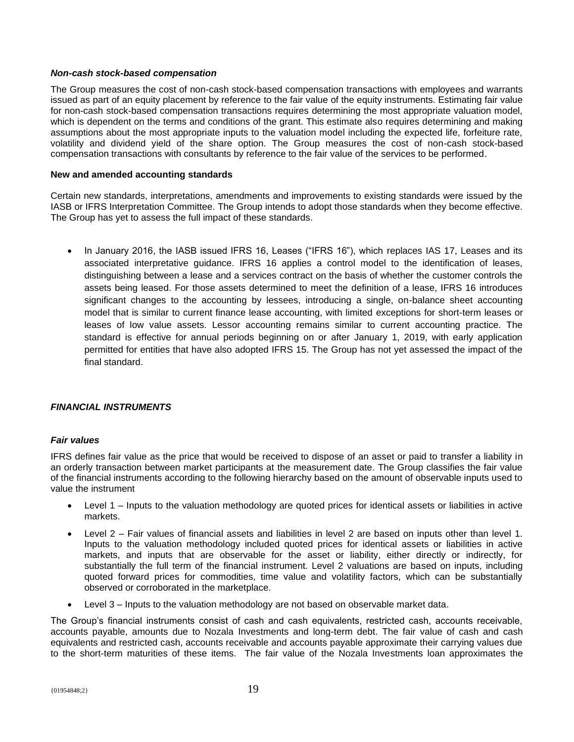***Non-cash stock-based compensation***

The Group measures the cost of non-cash stock-based compensation transactions with employees and warrants issued as part of an equity placement by reference to the fair value of the equity instruments. Estimating fair value for non-cash stock-based compensation transactions requires determining the most appropriate valuation model, which is dependent on the terms and conditions of the grant. This estimate also requires determining and making assumptions about the most appropriate inputs to the valuation model including the expected life, forfeiture rate, volatility and dividend yield of the share option. The Group measures the cost of non-cash stock-based compensation transactions with consultants by reference to the fair value of the services to be performed.

**New and amended accounting standards**

Certain new standards, interpretations, amendments and improvements to existing standards were issued by the IASB or IFRS Interpretation Committee. The Group intends to adopt those standards when they become effective. The Group has yet to assess the full impact of these standards.

- In January 2016, the IASB issued IFRS 16, Leases ("IFRS 16"), which replaces IAS 17, Leases and its associated interpretative guidance. IFRS 16 applies a control model to the identification of leases, distinguishing between a lease and a services contract on the basis of whether the customer controls the assets being leased. For those assets determined to meet the definition of a lease, IFRS 16 introduces significant changes to the accounting by lessees, introducing a single, on-balance sheet accounting model that is similar to current finance lease accounting, with limited exceptions for short-term leases or leases of low value assets. Lessor accounting remains similar to current accounting practice. The standard is effective for annual periods beginning on or after January 1, 2019, with early application permitted for entities that have also adopted IFRS 15. The Group has not yet assessed the impact of the final standard.

***FINANCIAL INSTRUMENTS***

***Fair values***

IFRS defines fair value as the price that would be received to dispose of an asset or paid to transfer a liability in an orderly transaction between market participants at the measurement date. The Group classifies the fair value of the financial instruments according to the following hierarchy based on the amount of observable inputs used to value the instrument

- Level 1 – Inputs to the valuation methodology are quoted prices for identical assets or liabilities in active markets.
- Level 2 – Fair values of financial assets and liabilities in level 2 are based on inputs other than level 1. Inputs to the valuation methodology included quoted prices for identical assets or liabilities in active markets, and inputs that are observable for the asset or liability, either directly or indirectly, for substantially the full term of the financial instrument. Level 2 valuations are based on inputs, including quoted forward prices for commodities, time value and volatility factors, which can be substantially observed or corroborated in the marketplace.
- Level 3 – Inputs to the valuation methodology are not based on observable market data.

The Group's financial instruments consist of cash and cash equivalents, restricted cash, accounts receivable, accounts payable, amounts due to Nozala Investments and long-term debt. The fair value of cash and cash equivalents and restricted cash, accounts receivable and accounts payable approximate their carrying values due to the short-term maturities of these items. The fair value of the Nozala Investments loan approximates the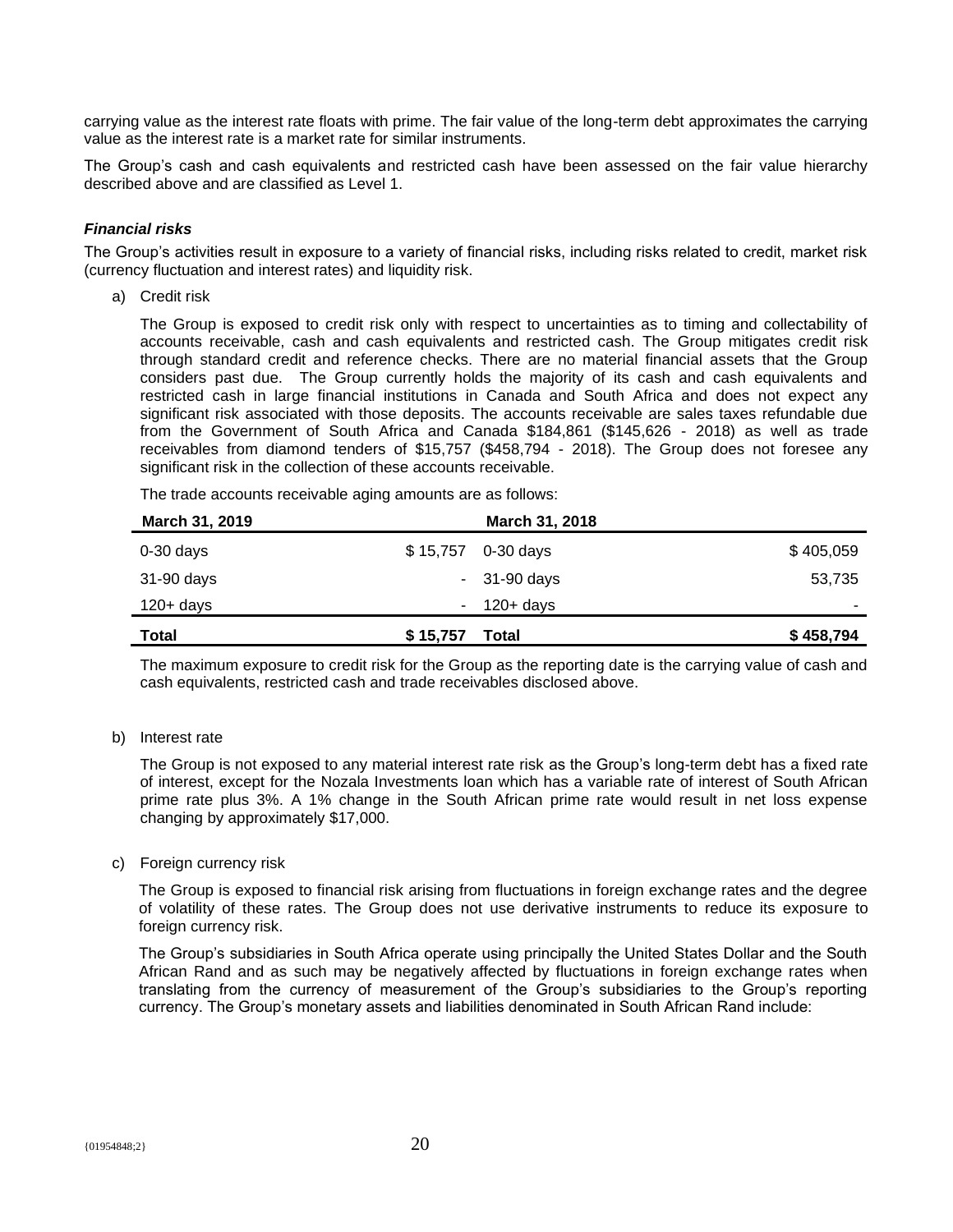carrying value as the interest rate floats with prime. The fair value of the long-term debt approximates the carrying value as the interest rate is a market rate for similar instruments.

The Group's cash and cash equivalents and restricted cash have been assessed on the fair value hierarchy described above and are classified as Level 1.

***Financial risks***

The Group's activities result in exposure to a variety of financial risks, including risks related to credit, market risk (currency fluctuation and interest rates) and liquidity risk.

a) Credit risk

The Group is exposed to credit risk only with respect to uncertainties as to timing and collectability of accounts receivable, cash and cash equivalents and restricted cash. The Group mitigates credit risk through standard credit and reference checks. There are no material financial assets that the Group considers past due. The Group currently holds the majority of its cash and cash equivalents and restricted cash in large financial institutions in Canada and South Africa and does not expect any significant risk associated with those deposits. The accounts receivable are sales taxes refundable due from the Government of South Africa and Canada $184,861 ($145,626 - 2018) as well as trade receivables from diamond tenders of $15,757 ($458,794 - 2018). The Group does not foresee any significant risk in the collection of these accounts receivable.

The trade accounts receivable aging amounts are as follows:

| March 31, 2019 | | March 31, 2018 | |
|---|---|---|---|
| 0-30 days | $ 15,757 | 0-30 days | $ 405,059 |
| 31-90 days | - | 31-90 days | 53,735 |
| 120+ days | - | 120+ days | - |
| **Total** | **$ 15,757** | **Total** | **$ 458,794** |

The maximum exposure to credit risk for the Group as the reporting date is the carrying value of cash and cash equivalents, restricted cash and trade receivables disclosed above.

b) Interest rate

The Group is not exposed to any material interest rate risk as the Group's long-term debt has a fixed rate of interest, except for the Nozala Investments loan which has a variable rate of interest of South African prime rate plus 3%. A 1% change in the South African prime rate would result in net loss expense changing by approximately $17,000.

c) Foreign currency risk

The Group is exposed to financial risk arising from fluctuations in foreign exchange rates and the degree of volatility of these rates. The Group does not use derivative instruments to reduce its exposure to foreign currency risk.

The Group's subsidiaries in South Africa operate using principally the United States Dollar and the South African Rand and as such may be negatively affected by fluctuations in foreign exchange rates when translating from the currency of measurement of the Group's subsidiaries to the Group's reporting currency. The Group's monetary assets and liabilities denominated in South African Rand include: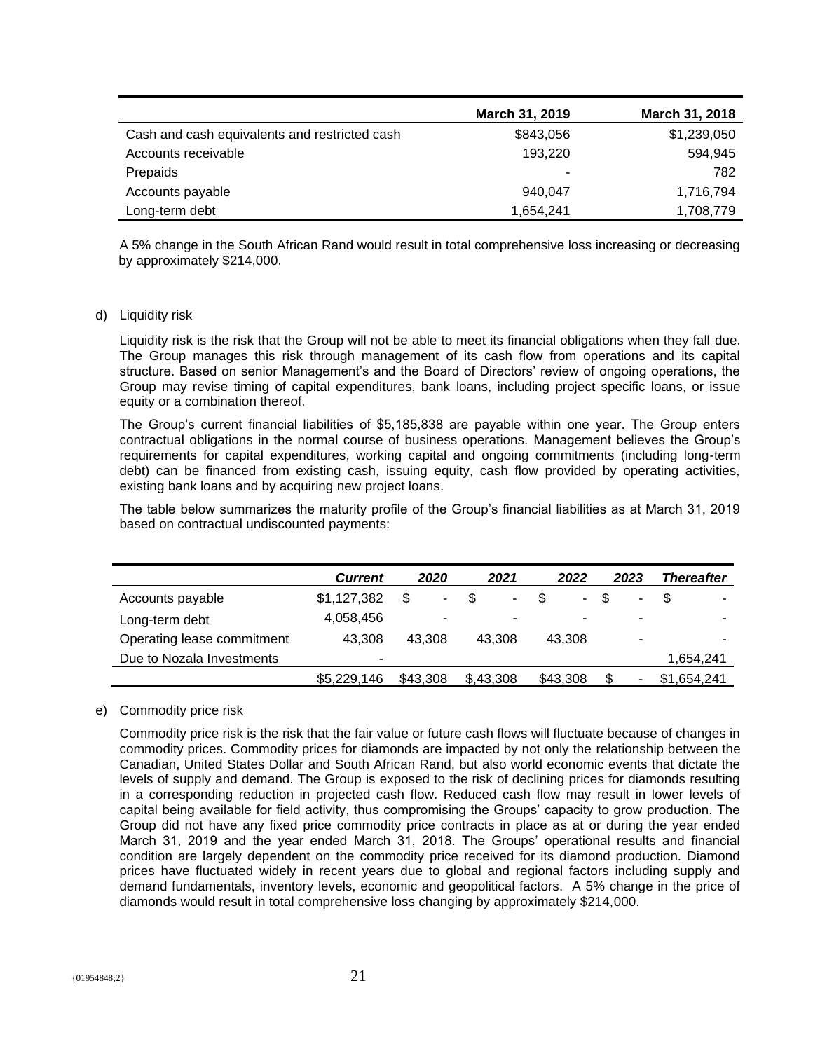| | March 31, 2019 | March 31, 2018 |
|---|---|---|
| Cash and cash equivalents and restricted cash | $843,056 | $1,239,050 |
| Accounts receivable | 193,220 | 594,945 |
| Prepaids | - | 782 |
| Accounts payable | 940,047 | 1,716,794 |
| Long-term debt | 1,654,241 | 1,708,779 |

A 5% change in the South African Rand would result in total comprehensive loss increasing or decreasing by approximately $214,000.

d) Liquidity risk

Liquidity risk is the risk that the Group will not be able to meet its financial obligations when they fall due. The Group manages this risk through management of its cash flow from operations and its capital structure. Based on senior Management's and the Board of Directors' review of ongoing operations, the Group may revise timing of capital expenditures, bank loans, including project specific loans, or issue equity or a combination thereof.

The Group's current financial liabilities of $5,185,838 are payable within one year. The Group enters contractual obligations in the normal course of business operations. Management believes the Group's requirements for capital expenditures, working capital and ongoing commitments (including long-term debt) can be financed from existing cash, issuing equity, cash flow provided by operating activities, existing bank loans and by acquiring new project loans.

The table below summarizes the maturity profile of the Group's financial liabilities as at March 31, 2019 based on contractual undiscounted payments:

| | *Current* | *2020* | *2021* | *2022* | *2023* | *Thereafter* |
|---|---|---|---|---|---|---|
| Accounts payable | $1,127,382 | $ - | $ - | $ - | $ - | $ - |
| Long-term debt | 4,058,456 | - | - | - | - | - |
| Operating lease commitment | 43,308 | 43,308 | 43,308 | 43,308 | - | - |
| Due to Nozala Investments | - | | | | | 1,654,241 |
| | $5,229,146 | $43,308 | $,43,308 | $43,308 | $ - | $1,654,241 |

e) Commodity price risk

Commodity price risk is the risk that the fair value or future cash flows will fluctuate because of changes in commodity prices. Commodity prices for diamonds are impacted by not only the relationship between the Canadian, United States Dollar and South African Rand, but also world economic events that dictate the levels of supply and demand. The Group is exposed to the risk of declining prices for diamonds resulting in a corresponding reduction in projected cash flow. Reduced cash flow may result in lower levels of capital being available for field activity, thus compromising the Groups' capacity to grow production. The Group did not have any fixed price commodity price contracts in place as at or during the year ended March 31, 2019 and the year ended March 31, 2018. The Groups' operational results and financial condition are largely dependent on the commodity price received for its diamond production. Diamond prices have fluctuated widely in recent years due to global and regional factors including supply and demand fundamentals, inventory levels, economic and geopolitical factors. A 5% change in the price of diamonds would result in total comprehensive loss changing by approximately $214,000.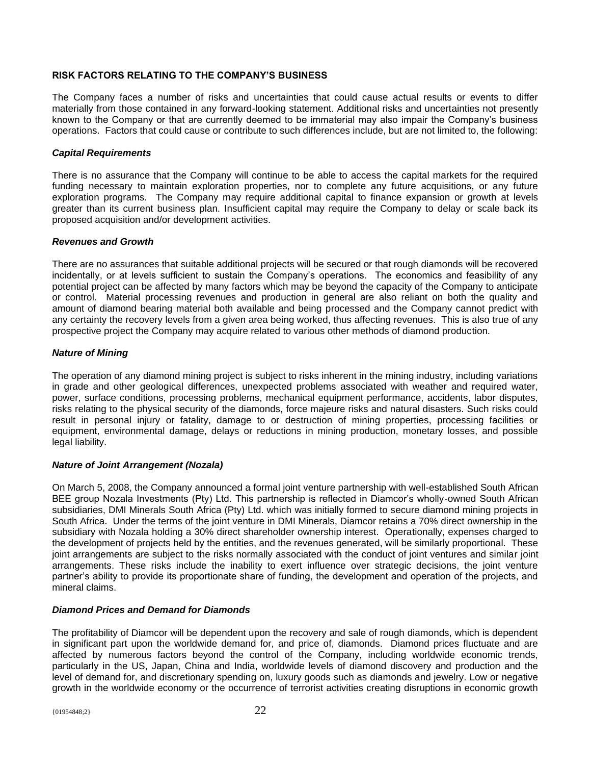## RISK FACTORS RELATING TO THE COMPANY'S BUSINESS

The Company faces a number of risks and uncertainties that could cause actual results or events to differ materially from those contained in any forward-looking statement. Additional risks and uncertainties not presently known to the Company or that are currently deemed to be immaterial may also impair the Company's business operations. Factors that could cause or contribute to such differences include, but are not limited to, the following:

### *Capital Requirements*

There is no assurance that the Company will continue to be able to access the capital markets for the required funding necessary to maintain exploration properties, nor to complete any future acquisitions, or any future exploration programs. The Company may require additional capital to finance expansion or growth at levels greater than its current business plan. Insufficient capital may require the Company to delay or scale back its proposed acquisition and/or development activities.

### *Revenues and Growth*

There are no assurances that suitable additional projects will be secured or that rough diamonds will be recovered incidentally, or at levels sufficient to sustain the Company's operations. The economics and feasibility of any potential project can be affected by many factors which may be beyond the capacity of the Company to anticipate or control. Material processing revenues and production in general are also reliant on both the quality and amount of diamond bearing material both available and being processed and the Company cannot predict with any certainty the recovery levels from a given area being worked, thus affecting revenues. This is also true of any prospective project the Company may acquire related to various other methods of diamond production.

### *Nature of Mining*

The operation of any diamond mining project is subject to risks inherent in the mining industry, including variations in grade and other geological differences, unexpected problems associated with weather and required water, power, surface conditions, processing problems, mechanical equipment performance, accidents, labor disputes, risks relating to the physical security of the diamonds, force majeure risks and natural disasters. Such risks could result in personal injury or fatality, damage to or destruction of mining properties, processing facilities or equipment, environmental damage, delays or reductions in mining production, monetary losses, and possible legal liability.

### *Nature of Joint Arrangement (Nozala)*

On March 5, 2008, the Company announced a formal joint venture partnership with well-established South African BEE group Nozala Investments (Pty) Ltd. This partnership is reflected in Diamcor's wholly-owned South African subsidiaries, DMI Minerals South Africa (Pty) Ltd. which was initially formed to secure diamond mining projects in South Africa. Under the terms of the joint venture in DMI Minerals, Diamcor retains a 70% direct ownership in the subsidiary with Nozala holding a 30% direct shareholder ownership interest. Operationally, expenses charged to the development of projects held by the entities, and the revenues generated, will be similarly proportional. These joint arrangements are subject to the risks normally associated with the conduct of joint ventures and similar joint arrangements. These risks include the inability to exert influence over strategic decisions, the joint venture partner's ability to provide its proportionate share of funding, the development and operation of the projects, and mineral claims.

### *Diamond Prices and Demand for Diamonds*

The profitability of Diamcor will be dependent upon the recovery and sale of rough diamonds, which is dependent in significant part upon the worldwide demand for, and price of, diamonds. Diamond prices fluctuate and are affected by numerous factors beyond the control of the Company, including worldwide economic trends, particularly in the US, Japan, China and India, worldwide levels of diamond discovery and production and the level of demand for, and discretionary spending on, luxury goods such as diamonds and jewelry. Low or negative growth in the worldwide economy or the occurrence of terrorist activities creating disruptions in economic growth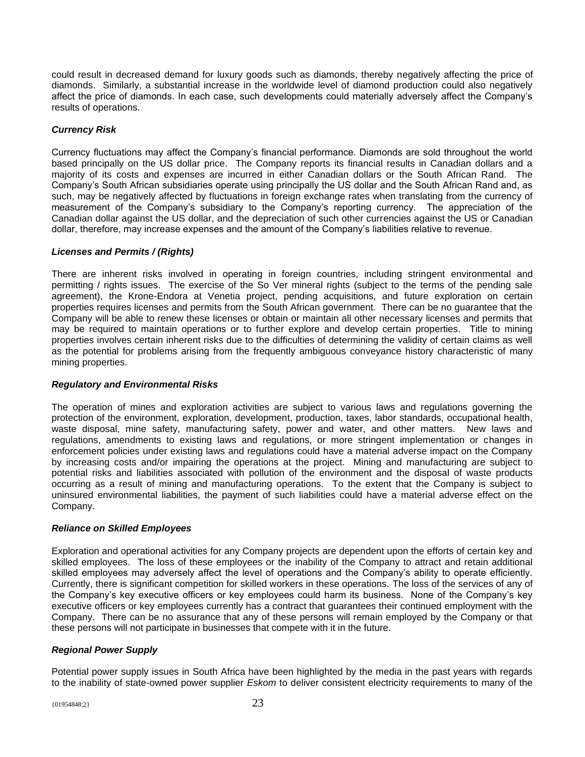could result in decreased demand for luxury goods such as diamonds, thereby negatively affecting the price of diamonds. Similarly, a substantial increase in the worldwide level of diamond production could also negatively affect the price of diamonds. In each case, such developments could materially adversely affect the Company's results of operations.

***Currency Risk***

Currency fluctuations may affect the Company's financial performance. Diamonds are sold throughout the world based principally on the US dollar price. The Company reports its financial results in Canadian dollars and a majority of its costs and expenses are incurred in either Canadian dollars or the South African Rand. The Company's South African subsidiaries operate using principally the US dollar and the South African Rand and, as such, may be negatively affected by fluctuations in foreign exchange rates when translating from the currency of measurement of the Company's subsidiary to the Company's reporting currency. The appreciation of the Canadian dollar against the US dollar, and the depreciation of such other currencies against the US or Canadian dollar, therefore, may increase expenses and the amount of the Company's liabilities relative to revenue.

***Licenses and Permits / (Rights)***

There are inherent risks involved in operating in foreign countries, including stringent environmental and permitting / rights issues. The exercise of the So Ver mineral rights (subject to the terms of the pending sale agreement), the Krone-Endora at Venetia project, pending acquisitions, and future exploration on certain properties requires licenses and permits from the South African government. There can be no guarantee that the Company will be able to renew these licenses or obtain or maintain all other necessary licenses and permits that may be required to maintain operations or to further explore and develop certain properties. Title to mining properties involves certain inherent risks due to the difficulties of determining the validity of certain claims as well as the potential for problems arising from the frequently ambiguous conveyance history characteristic of many mining properties.

***Regulatory and Environmental Risks***

The operation of mines and exploration activities are subject to various laws and regulations governing the protection of the environment, exploration, development, production, taxes, labor standards, occupational health, waste disposal, mine safety, manufacturing safety, power and water, and other matters. New laws and regulations, amendments to existing laws and regulations, or more stringent implementation or changes in enforcement policies under existing laws and regulations could have a material adverse impact on the Company by increasing costs and/or impairing the operations at the project. Mining and manufacturing are subject to potential risks and liabilities associated with pollution of the environment and the disposal of waste products occurring as a result of mining and manufacturing operations. To the extent that the Company is subject to uninsured environmental liabilities, the payment of such liabilities could have a material adverse effect on the Company.

***Reliance on Skilled Employees***

Exploration and operational activities for any Company projects are dependent upon the efforts of certain key and skilled employees. The loss of these employees or the inability of the Company to attract and retain additional skilled employees may adversely affect the level of operations and the Company's ability to operate efficiently. Currently, there is significant competition for skilled workers in these operations. The loss of the services of any of the Company's key executive officers or key employees could harm its business. None of the Company's key executive officers or key employees currently has a contract that guarantees their continued employment with the Company. There can be no assurance that any of these persons will remain employed by the Company or that these persons will not participate in businesses that compete with it in the future.

***Regional Power Supply***

Potential power supply issues in South Africa have been highlighted by the media in the past years with regards to the inability of state-owned power supplier *Eskom* to deliver consistent electricity requirements to many of the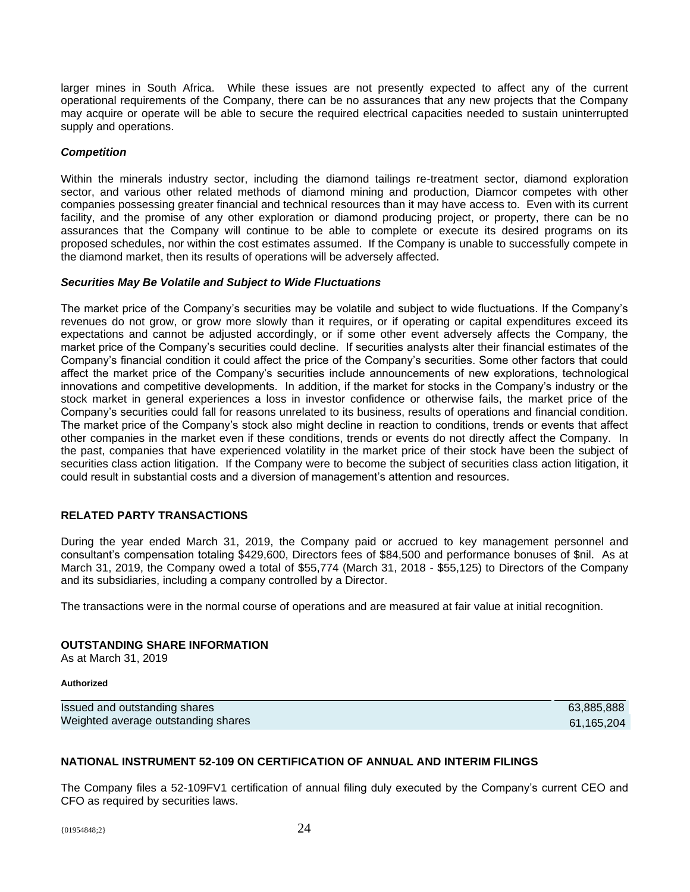larger mines in South Africa. While these issues are not presently expected to affect any of the current operational requirements of the Company, there can be no assurances that any new projects that the Company may acquire or operate will be able to secure the required electrical capacities needed to sustain uninterrupted supply and operations.

***Competition***

Within the minerals industry sector, including the diamond tailings re-treatment sector, diamond exploration sector, and various other related methods of diamond mining and production, Diamcor competes with other companies possessing greater financial and technical resources than it may have access to. Even with its current facility, and the promise of any other exploration or diamond producing project, or property, there can be no assurances that the Company will continue to be able to complete or execute its desired programs on its proposed schedules, nor within the cost estimates assumed. If the Company is unable to successfully compete in the diamond market, then its results of operations will be adversely affected.

***Securities May Be Volatile and Subject to Wide Fluctuations***

The market price of the Company's securities may be volatile and subject to wide fluctuations. If the Company's revenues do not grow, or grow more slowly than it requires, or if operating or capital expenditures exceed its expectations and cannot be adjusted accordingly, or if some other event adversely affects the Company, the market price of the Company's securities could decline. If securities analysts alter their financial estimates of the Company's financial condition it could affect the price of the Company's securities. Some other factors that could affect the market price of the Company's securities include announcements of new explorations, technological innovations and competitive developments. In addition, if the market for stocks in the Company's industry or the stock market in general experiences a loss in investor confidence or otherwise fails, the market price of the Company's securities could fall for reasons unrelated to its business, results of operations and financial condition. The market price of the Company's stock also might decline in reaction to conditions, trends or events that affect other companies in the market even if these conditions, trends or events do not directly affect the Company. In the past, companies that have experienced volatility in the market price of their stock have been the subject of securities class action litigation. If the Company were to become the subject of securities class action litigation, it could result in substantial costs and a diversion of management's attention and resources.

## RELATED PARTY TRANSACTIONS

During the year ended March 31, 2019, the Company paid or accrued to key management personnel and consultant's compensation totaling $429,600, Directors fees of $84,500 and performance bonuses of $nil. As at March 31, 2019, the Company owed a total of $55,774 (March 31, 2018 - $55,125) to Directors of the Company and its subsidiaries, including a company controlled by a Director.

The transactions were in the normal course of operations and are measured at fair value at initial recognition.

## OUTSTANDING SHARE INFORMATION

As at March 31, 2019

**Authorized**

| | |
|---|---|
| Issued and outstanding shares | 63,885,888 |
| Weighted average outstanding shares | 61,165,204 |

## NATIONAL INSTRUMENT 52-109 ON CERTIFICATION OF ANNUAL AND INTERIM FILINGS

The Company files a 52-109FV1 certification of annual filing duly executed by the Company's current CEO and CFO as required by securities laws.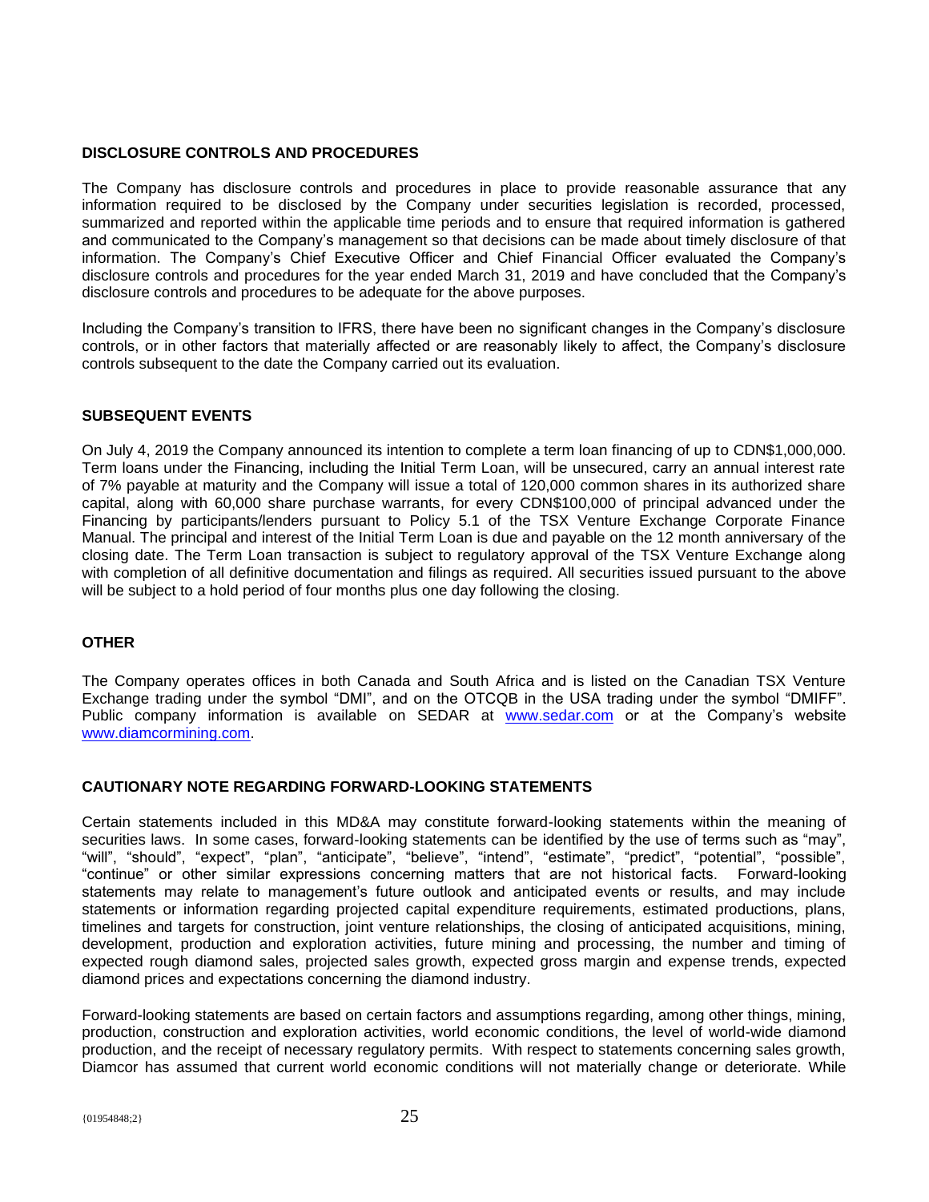## DISCLOSURE CONTROLS AND PROCEDURES

The Company has disclosure controls and procedures in place to provide reasonable assurance that any information required to be disclosed by the Company under securities legislation is recorded, processed, summarized and reported within the applicable time periods and to ensure that required information is gathered and communicated to the Company's management so that decisions can be made about timely disclosure of that information. The Company's Chief Executive Officer and Chief Financial Officer evaluated the Company's disclosure controls and procedures for the year ended March 31, 2019 and have concluded that the Company's disclosure controls and procedures to be adequate for the above purposes.

Including the Company's transition to IFRS, there have been no significant changes in the Company's disclosure controls, or in other factors that materially affected or are reasonably likely to affect, the Company's disclosure controls subsequent to the date the Company carried out its evaluation.

## SUBSEQUENT EVENTS

On July 4, 2019 the Company announced its intention to complete a term loan financing of up to CDN$1,000,000. Term loans under the Financing, including the Initial Term Loan, will be unsecured, carry an annual interest rate of 7% payable at maturity and the Company will issue a total of 120,000 common shares in its authorized share capital, along with 60,000 share purchase warrants, for every CDN$100,000 of principal advanced under the Financing by participants/lenders pursuant to Policy 5.1 of the TSX Venture Exchange Corporate Finance Manual. The principal and interest of the Initial Term Loan is due and payable on the 12 month anniversary of the closing date. The Term Loan transaction is subject to regulatory approval of the TSX Venture Exchange along with completion of all definitive documentation and filings as required. All securities issued pursuant to the above will be subject to a hold period of four months plus one day following the closing.

## OTHER

The Company operates offices in both Canada and South Africa and is listed on the Canadian TSX Venture Exchange trading under the symbol "DMI", and on the OTCQB in the USA trading under the symbol "DMIFF". Public company information is available on SEDAR at www.sedar.com or at the Company's website www.diamcormining.com.

## CAUTIONARY NOTE REGARDING FORWARD-LOOKING STATEMENTS

Certain statements included in this MD&A may constitute forward-looking statements within the meaning of securities laws. In some cases, forward-looking statements can be identified by the use of terms such as "may", "will", "should", "expect", "plan", "anticipate", "believe", "intend", "estimate", "predict", "potential", "possible", "continue" or other similar expressions concerning matters that are not historical facts. Forward-looking statements may relate to management's future outlook and anticipated events or results, and may include statements or information regarding projected capital expenditure requirements, estimated productions, plans, timelines and targets for construction, joint venture relationships, the closing of anticipated acquisitions, mining, development, production and exploration activities, future mining and processing, the number and timing of expected rough diamond sales, projected sales growth, expected gross margin and expense trends, expected diamond prices and expectations concerning the diamond industry.

Forward-looking statements are based on certain factors and assumptions regarding, among other things, mining, production, construction and exploration activities, world economic conditions, the level of world-wide diamond production, and the receipt of necessary regulatory permits. With respect to statements concerning sales growth, Diamcor has assumed that current world economic conditions will not materially change or deteriorate. While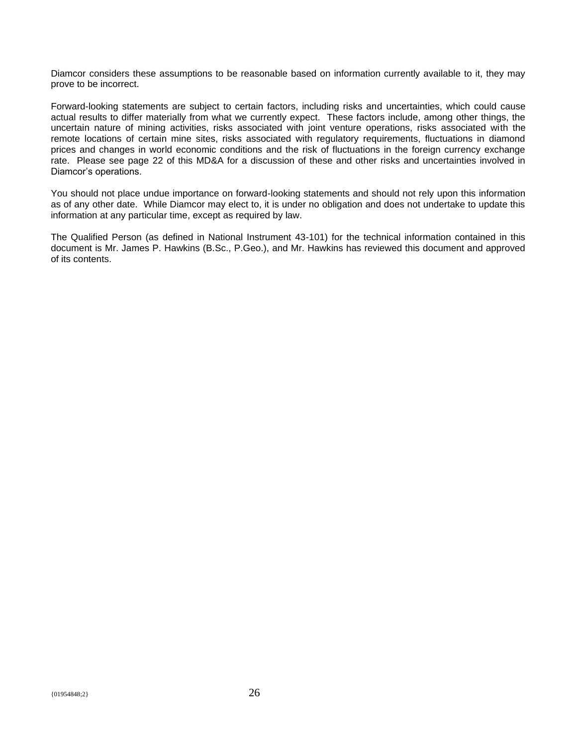Diamcor considers these assumptions to be reasonable based on information currently available to it, they may prove to be incorrect.

Forward-looking statements are subject to certain factors, including risks and uncertainties, which could cause actual results to differ materially from what we currently expect. These factors include, among other things, the uncertain nature of mining activities, risks associated with joint venture operations, risks associated with the remote locations of certain mine sites, risks associated with regulatory requirements, fluctuations in diamond prices and changes in world economic conditions and the risk of fluctuations in the foreign currency exchange rate. Please see page 22 of this MD&A for a discussion of these and other risks and uncertainties involved in Diamcor's operations.

You should not place undue importance on forward-looking statements and should not rely upon this information as of any other date. While Diamcor may elect to, it is under no obligation and does not undertake to update this information at any particular time, except as required by law.

The Qualified Person (as defined in National Instrument 43-101) for the technical information contained in this document is Mr. James P. Hawkins (B.Sc., P.Geo.), and Mr. Hawkins has reviewed this document and approved of its contents.